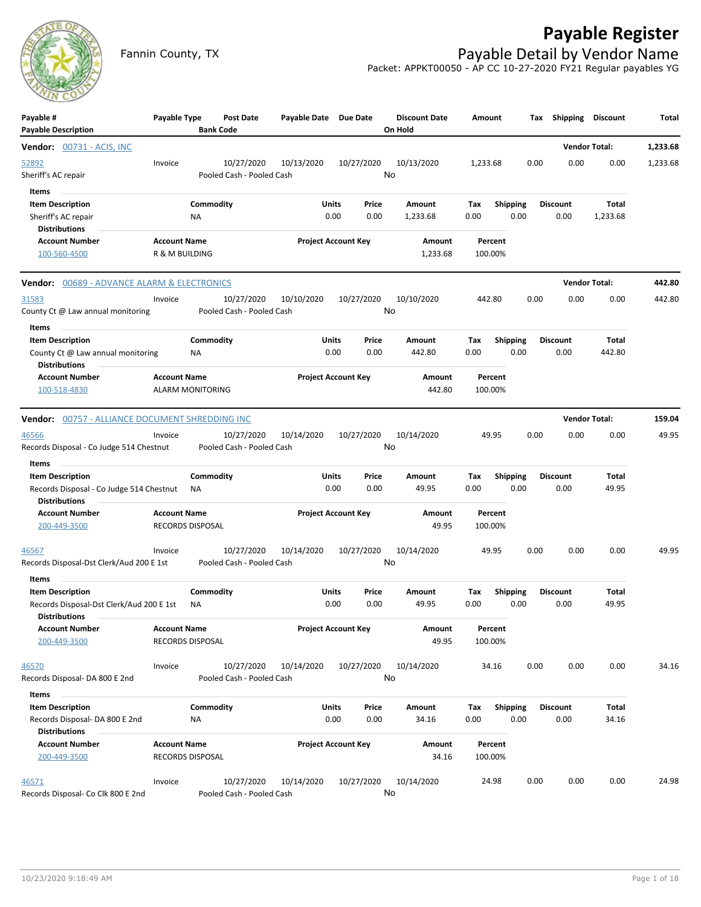# Payable Register

Fannin County, TX

## Payable Detail by Vendor Name

Packet: APPKT00050 - AP CC 10-27-2020 FY21 Regular payables YG

| Payable # / Payable Description | Payable Type | Post Date / Bank Code | Payable Date | Due Date | Discount Date / On Hold | Amount | Tax | Shipping | Discount | Total |
|---|---|---|---|---|---|---|---|---|---|---|

**Vendor: 00731 - ACIS, INC** — Vendor Total: **1,233.68**

| Payable # / Payable Description | Payable Type | Post Date / Bank Code | Payable Date | Due Date | Discount Date / On Hold | Amount | Tax | Shipping | Discount | Total |
|---|---|---|---|---|---|---|---|---|---|---|
| 52892 | Invoice | 10/27/2020 | 10/13/2020 | 10/27/2020 | 10/13/2020 | 1,233.68 | 0.00 | 0.00 | 0.00 | 1,233.68 |
| Sheriff's AC repair | | Pooled Cash - Pooled Cash | | | No | | | | | |

Items

| Item Description | Commodity | Units | Price | Amount | Tax | Shipping | Discount | Total |
|---|---|---|---|---|---|---|---|---|
| Sheriff's AC repair | NA | 0.00 | 0.00 | 1,233.68 | 0.00 | 0.00 | 0.00 | 1,233.68 |

Distributions

| Account Number | Account Name | Project Account Key | Amount | Percent |
|---|---|---|---|---|
| 100-560-4500 | R & M BUILDING | | 1,233.68 | 100.00% |

**Vendor: 00689 - ADVANCE ALARM & ELECTRONICS** — Vendor Total: **442.80**

| Payable # / Payable Description | Payable Type | Post Date / Bank Code | Payable Date | Due Date | Discount Date / On Hold | Amount | Tax | Shipping | Discount | Total |
|---|---|---|---|---|---|---|---|---|---|---|
| 31583 | Invoice | 10/27/2020 | 10/10/2020 | 10/27/2020 | 10/10/2020 | 442.80 | 0.00 | 0.00 | 0.00 | 442.80 |
| County Ct @ Law annual monitoring | | Pooled Cash - Pooled Cash | | | No | | | | | |

Items

| Item Description | Commodity | Units | Price | Amount | Tax | Shipping | Discount | Total |
|---|---|---|---|---|---|---|---|---|
| County Ct @ Law annual monitoring | NA | 0.00 | 0.00 | 442.80 | 0.00 | 0.00 | 0.00 | 442.80 |

Distributions

| Account Number | Account Name | Project Account Key | Amount | Percent |
|---|---|---|---|---|
| 100-518-4830 | ALARM MONITORING | | 442.80 | 100.00% |

**Vendor: 00757 - ALLIANCE DOCUMENT SHREDDING INC** — Vendor Total: **159.04**

| Payable # / Payable Description | Payable Type | Post Date / Bank Code | Payable Date | Due Date | Discount Date / On Hold | Amount | Tax | Shipping | Discount | Total |
|---|---|---|---|---|---|---|---|---|---|---|
| 46566 | Invoice | 10/27/2020 | 10/14/2020 | 10/27/2020 | 10/14/2020 | 49.95 | 0.00 | 0.00 | 0.00 | 49.95 |
| Records Disposal - Co Judge 514 Chestnut | | Pooled Cash - Pooled Cash | | | No | | | | | |

Items

| Item Description | Commodity | Units | Price | Amount | Tax | Shipping | Discount | Total |
|---|---|---|---|---|---|---|---|---|
| Records Disposal - Co Judge 514 Chestnut | NA | 0.00 | 0.00 | 49.95 | 0.00 | 0.00 | 0.00 | 49.95 |

Distributions

| Account Number | Account Name | Project Account Key | Amount | Percent |
|---|---|---|---|---|
| 200-449-3500 | RECORDS DISPOSAL | | 49.95 | 100.00% |

| Payable # / Payable Description | Payable Type | Post Date / Bank Code | Payable Date | Due Date | Discount Date / On Hold | Amount | Tax | Shipping | Discount | Total |
|---|---|---|---|---|---|---|---|---|---|---|
| 46567 | Invoice | 10/27/2020 | 10/14/2020 | 10/27/2020 | 10/14/2020 | 49.95 | 0.00 | 0.00 | 0.00 | 49.95 |
| Records Disposal-Dst Clerk/Aud 200 E 1st | | Pooled Cash - Pooled Cash | | | No | | | | | |

Items

| Item Description | Commodity | Units | Price | Amount | Tax | Shipping | Discount | Total |
|---|---|---|---|---|---|---|---|---|
| Records Disposal-Dst Clerk/Aud 200 E 1st | NA | 0.00 | 0.00 | 49.95 | 0.00 | 0.00 | 0.00 | 49.95 |

Distributions

| Account Number | Account Name | Project Account Key | Amount | Percent |
|---|---|---|---|---|
| 200-449-3500 | RECORDS DISPOSAL | | 49.95 | 100.00% |

| Payable # / Payable Description | Payable Type | Post Date / Bank Code | Payable Date | Due Date | Discount Date / On Hold | Amount | Tax | Shipping | Discount | Total |
|---|---|---|---|---|---|---|---|---|---|---|
| 46570 | Invoice | 10/27/2020 | 10/14/2020 | 10/27/2020 | 10/14/2020 | 34.16 | 0.00 | 0.00 | 0.00 | 34.16 |
| Records Disposal- DA 800 E 2nd | | Pooled Cash - Pooled Cash | | | No | | | | | |

Items

| Item Description | Commodity | Units | Price | Amount | Tax | Shipping | Discount | Total |
|---|---|---|---|---|---|---|---|---|
| Records Disposal- DA 800 E 2nd | NA | 0.00 | 0.00 | 34.16 | 0.00 | 0.00 | 0.00 | 34.16 |

Distributions

| Account Number | Account Name | Project Account Key | Amount | Percent |
|---|---|---|---|---|
| 200-449-3500 | RECORDS DISPOSAL | | 34.16 | 100.00% |

| Payable # / Payable Description | Payable Type | Post Date / Bank Code | Payable Date | Due Date | Discount Date / On Hold | Amount | Tax | Shipping | Discount | Total |
|---|---|---|---|---|---|---|---|---|---|---|
| 46571 | Invoice | 10/27/2020 | 10/14/2020 | 10/27/2020 | 10/14/2020 | 24.98 | 0.00 | 0.00 | 0.00 | 24.98 |
| Records Disposal- Co Clk 800 E 2nd | | Pooled Cash - Pooled Cash | | | No | | | | | |

10/23/2020 9:18:49 AM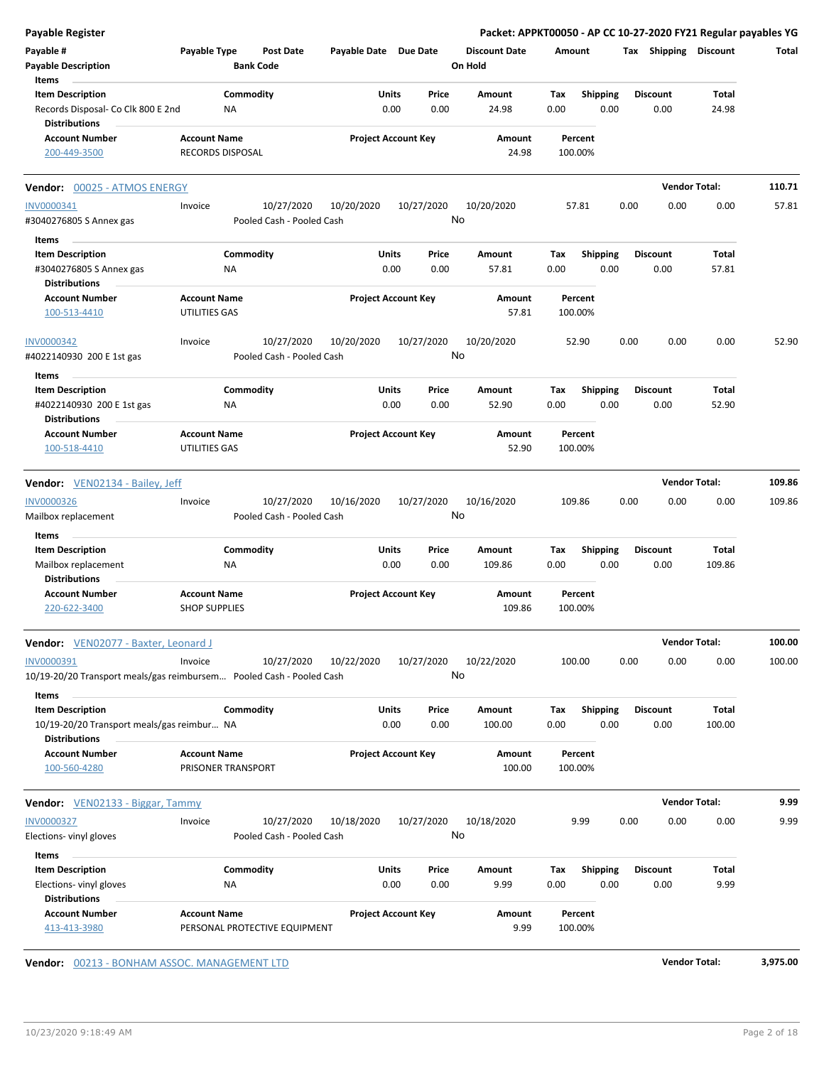**Payable Register** — **Packet: APPKT00050 - AP CC 10-27-2020 FY21 Regular payables YG**

| Payable # | Payable Type | Post Date | Payable Date | Due Date | Discount Date | Amount | Tax | Shipping | Discount | Total |
|---|---|---|---|---|---|---|---|---|---|---|
| Payable Description | | Bank Code | | | On Hold | | | | | |

**Items**

| Item Description | Commodity | Units | Price | Amount | Tax | Shipping | Discount | Total |
|---|---|---|---|---|---|---|---|---|
| Records Disposal- Co Clk 800 E 2nd | NA | 0.00 | 0.00 | 24.98 | 0.00 | 0.00 | 0.00 | 24.98 |

**Distributions**

| Account Number | Account Name | Project Account Key | Amount | Percent |
|---|---|---|---|---|
| 200-449-3500 | RECORDS DISPOSAL | | 24.98 | 100.00% |

**Vendor:** 00025 - ATMOS ENERGY — **Vendor Total:** 110.71

| Payable # | Payable Type | Post Date | Payable Date | Due Date | Discount Date | Amount | Tax | Shipping | Discount | Total |
|---|---|---|---|---|---|---|---|---|---|---|
| INV0000341 | Invoice | 10/27/2020 | 10/20/2020 | 10/27/2020 | 10/20/2020 | 57.81 | 0.00 | 0.00 | 0.00 | 57.81 |
| #3040276805 S Annex gas | | Pooled Cash - Pooled Cash | | | No | | | | | |

**Items**

| Item Description | Commodity | Units | Price | Amount | Tax | Shipping | Discount | Total |
|---|---|---|---|---|---|---|---|---|
| #3040276805 S Annex gas | NA | 0.00 | 0.00 | 57.81 | 0.00 | 0.00 | 0.00 | 57.81 |

**Distributions**

| Account Number | Account Name | Project Account Key | Amount | Percent |
|---|---|---|---|---|
| 100-513-4410 | UTILITIES GAS | | 57.81 | 100.00% |

| Payable # | Payable Type | Post Date | Payable Date | Due Date | Discount Date | Amount | Tax | Shipping | Discount | Total |
|---|---|---|---|---|---|---|---|---|---|---|
| INV0000342 | Invoice | 10/27/2020 | 10/20/2020 | 10/27/2020 | 10/20/2020 | 52.90 | 0.00 | 0.00 | 0.00 | 52.90 |
| #4022140930 200 E 1st gas | | Pooled Cash - Pooled Cash | | | No | | | | | |

**Items**

| Item Description | Commodity | Units | Price | Amount | Tax | Shipping | Discount | Total |
|---|---|---|---|---|---|---|---|---|
| #4022140930 200 E 1st gas | NA | 0.00 | 0.00 | 52.90 | 0.00 | 0.00 | 0.00 | 52.90 |

**Distributions**

| Account Number | Account Name | Project Account Key | Amount | Percent |
|---|---|---|---|---|
| 100-518-4410 | UTILITIES GAS | | 52.90 | 100.00% |

**Vendor:** VEN02134 - Bailey, Jeff — **Vendor Total:** 109.86

| Payable # | Payable Type | Post Date | Payable Date | Due Date | Discount Date | Amount | Tax | Shipping | Discount | Total |
|---|---|---|---|---|---|---|---|---|---|---|
| INV0000326 | Invoice | 10/27/2020 | 10/16/2020 | 10/27/2020 | 10/16/2020 | 109.86 | 0.00 | 0.00 | 0.00 | 109.86 |
| Mailbox replacement | | Pooled Cash - Pooled Cash | | | No | | | | | |

**Items**

| Item Description | Commodity | Units | Price | Amount | Tax | Shipping | Discount | Total |
|---|---|---|---|---|---|---|---|---|
| Mailbox replacement | NA | 0.00 | 0.00 | 109.86 | 0.00 | 0.00 | 0.00 | 109.86 |

**Distributions**

| Account Number | Account Name | Project Account Key | Amount | Percent |
|---|---|---|---|---|
| 220-622-3400 | SHOP SUPPLIES | | 109.86 | 100.00% |

**Vendor:** VEN02077 - Baxter, Leonard J — **Vendor Total:** 100.00

| Payable # | Payable Type | Post Date | Payable Date | Due Date | Discount Date | Amount | Tax | Shipping | Discount | Total |
|---|---|---|---|---|---|---|---|---|---|---|
| INV0000391 | Invoice | 10/27/2020 | 10/22/2020 | 10/27/2020 | 10/22/2020 | 100.00 | 0.00 | 0.00 | 0.00 | 100.00 |
| 10/19-20/20 Transport meals/gas reimbursem… | | Pooled Cash - Pooled Cash | | | No | | | | | |

**Items**

| Item Description | Commodity | Units | Price | Amount | Tax | Shipping | Discount | Total |
|---|---|---|---|---|---|---|---|---|
| 10/19-20/20 Transport meals/gas reimbur… | NA | 0.00 | 0.00 | 100.00 | 0.00 | 0.00 | 0.00 | 100.00 |

**Distributions**

| Account Number | Account Name | Project Account Key | Amount | Percent |
|---|---|---|---|---|
| 100-560-4280 | PRISONER TRANSPORT | | 100.00 | 100.00% |

**Vendor:** VEN02133 - Biggar, Tammy — **Vendor Total:** 9.99

| Payable # | Payable Type | Post Date | Payable Date | Due Date | Discount Date | Amount | Tax | Shipping | Discount | Total |
|---|---|---|---|---|---|---|---|---|---|---|
| INV0000327 | Invoice | 10/27/2020 | 10/18/2020 | 10/27/2020 | 10/18/2020 | 9.99 | 0.00 | 0.00 | 0.00 | 9.99 |
| Elections- vinyl gloves | | Pooled Cash - Pooled Cash | | | No | | | | | |

**Items**

| Item Description | Commodity | Units | Price | Amount | Tax | Shipping | Discount | Total |
|---|---|---|---|---|---|---|---|---|
| Elections- vinyl gloves | NA | 0.00 | 0.00 | 9.99 | 0.00 | 0.00 | 0.00 | 9.99 |

**Distributions**

| Account Number | Account Name | Project Account Key | Amount | Percent |
|---|---|---|---|---|
| 413-413-3980 | PERSONAL PROTECTIVE EQUIPMENT | | 9.99 | 100.00% |

**Vendor:** 00213 - BONHAM ASSOC. MANAGEMENT LTD — **Vendor Total:** 3,975.00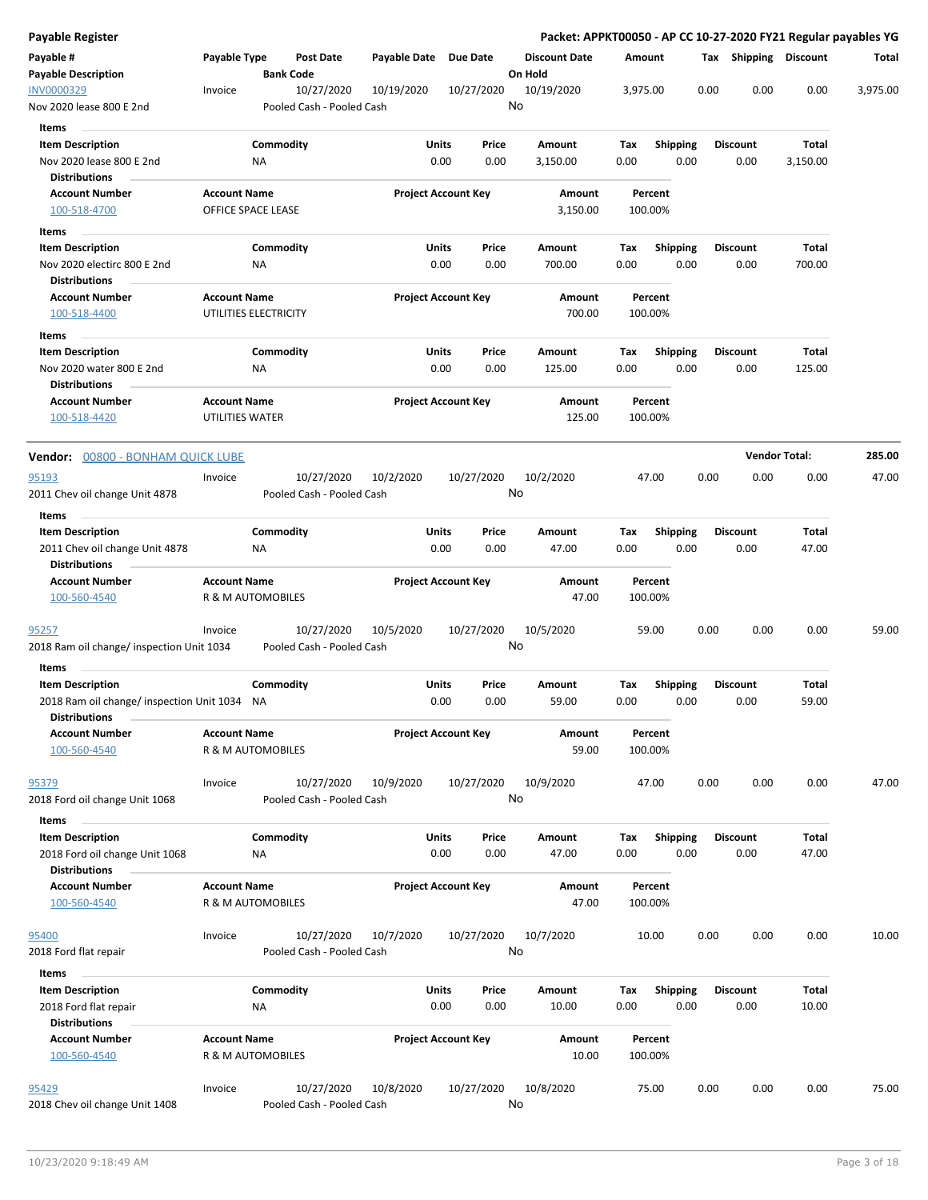| Payable # | Payable Type | Post Date | Payable Date | Due Date | Discount Date | Amount | Tax | Shipping | Discount | Total |
|---|---|---|---|---|---|---|---|---|---|---|
| Payable Description | | Bank Code | | | On Hold | | | | | |
| INV0000329 | Invoice | 10/27/2020 | 10/19/2020 | 10/27/2020 | 10/19/2020 | 3,975.00 | 0.00 | 0.00 | 0.00 | 3,975.00 |
| Nov 2020 lease 800 E 2nd | | Pooled Cash - Pooled Cash | | | No | | | | | |

**Items**

| Item Description | Commodity | Units | Price | Amount | Tax | Shipping | Discount | Total |
|---|---|---|---|---|---|---|---|---|
| Nov 2020 lease 800 E 2nd | NA | 0.00 | 0.00 | 3,150.00 | 0.00 | 0.00 | 0.00 | 3,150.00 |

**Distributions**

| Account Number | Account Name | Project Account Key | Amount | Percent |
|---|---|---|---|---|
| 100-518-4700 | OFFICE SPACE LEASE | | 3,150.00 | 100.00% |

**Items**

| Item Description | Commodity | Units | Price | Amount | Tax | Shipping | Discount | Total |
|---|---|---|---|---|---|---|---|---|
| Nov 2020 electirc 800 E 2nd | NA | 0.00 | 0.00 | 700.00 | 0.00 | 0.00 | 0.00 | 700.00 |

**Distributions**

| Account Number | Account Name | Project Account Key | Amount | Percent |
|---|---|---|---|---|
| 100-518-4400 | UTILITIES ELECTRICITY | | 700.00 | 100.00% |

**Items**

| Item Description | Commodity | Units | Price | Amount | Tax | Shipping | Discount | Total |
|---|---|---|---|---|---|---|---|---|
| Nov 2020 water 800 E 2nd | NA | 0.00 | 0.00 | 125.00 | 0.00 | 0.00 | 0.00 | 125.00 |

**Distributions**

| Account Number | Account Name | Project Account Key | Amount | Percent |
|---|---|---|---|---|
| 100-518-4420 | UTILITIES WATER | | 125.00 | 100.00% |

**Vendor: 00800 - BONHAM QUICK LUBE** — Vendor Total: 285.00

| Payable # | Payable Type | Post Date | Payable Date | Due Date | Discount Date | Amount | Tax | Shipping | Discount | Total |
|---|---|---|---|---|---|---|---|---|---|---|
| 95193 | Invoice | 10/27/2020 | 10/2/2020 | 10/27/2020 | 10/2/2020 | 47.00 | 0.00 | 0.00 | 0.00 | 47.00 |
| 2011 Chev oil change Unit 4878 | | Pooled Cash - Pooled Cash | | | No | | | | | |

**Items**

| Item Description | Commodity | Units | Price | Amount | Tax | Shipping | Discount | Total |
|---|---|---|---|---|---|---|---|---|
| 2011 Chev oil change Unit 4878 | NA | 0.00 | 0.00 | 47.00 | 0.00 | 0.00 | 0.00 | 47.00 |

**Distributions**

| Account Number | Account Name | Project Account Key | Amount | Percent |
|---|---|---|---|---|
| 100-560-4540 | R & M AUTOMOBILES | | 47.00 | 100.00% |

| Payable # | Payable Type | Post Date | Payable Date | Due Date | Discount Date | Amount | Tax | Shipping | Discount | Total |
|---|---|---|---|---|---|---|---|---|---|---|
| 95257 | Invoice | 10/27/2020 | 10/5/2020 | 10/27/2020 | 10/5/2020 | 59.00 | 0.00 | 0.00 | 0.00 | 59.00 |
| 2018 Ram oil change/ inspection Unit 1034 | | Pooled Cash - Pooled Cash | | | No | | | | | |

**Items**

| Item Description | Commodity | Units | Price | Amount | Tax | Shipping | Discount | Total |
|---|---|---|---|---|---|---|---|---|
| 2018 Ram oil change/ inspection Unit 1034 | NA | 0.00 | 0.00 | 59.00 | 0.00 | 0.00 | 0.00 | 59.00 |

**Distributions**

| Account Number | Account Name | Project Account Key | Amount | Percent |
|---|---|---|---|---|
| 100-560-4540 | R & M AUTOMOBILES | | 59.00 | 100.00% |

| Payable # | Payable Type | Post Date | Payable Date | Due Date | Discount Date | Amount | Tax | Shipping | Discount | Total |
|---|---|---|---|---|---|---|---|---|---|---|
| 95379 | Invoice | 10/27/2020 | 10/9/2020 | 10/27/2020 | 10/9/2020 | 47.00 | 0.00 | 0.00 | 0.00 | 47.00 |
| 2018 Ford oil change Unit 1068 | | Pooled Cash - Pooled Cash | | | No | | | | | |

**Items**

| Item Description | Commodity | Units | Price | Amount | Tax | Shipping | Discount | Total |
|---|---|---|---|---|---|---|---|---|
| 2018 Ford oil change Unit 1068 | NA | 0.00 | 0.00 | 47.00 | 0.00 | 0.00 | 0.00 | 47.00 |

**Distributions**

| Account Number | Account Name | Project Account Key | Amount | Percent |
|---|---|---|---|---|
| 100-560-4540 | R & M AUTOMOBILES | | 47.00 | 100.00% |

| Payable # | Payable Type | Post Date | Payable Date | Due Date | Discount Date | Amount | Tax | Shipping | Discount | Total |
|---|---|---|---|---|---|---|---|---|---|---|
| 95400 | Invoice | 10/27/2020 | 10/7/2020 | 10/27/2020 | 10/7/2020 | 10.00 | 0.00 | 0.00 | 0.00 | 10.00 |
| 2018 Ford flat repair | | Pooled Cash - Pooled Cash | | | No | | | | | |

**Items**

| Item Description | Commodity | Units | Price | Amount | Tax | Shipping | Discount | Total |
|---|---|---|---|---|---|---|---|---|
| 2018 Ford flat repair | NA | 0.00 | 0.00 | 10.00 | 0.00 | 0.00 | 0.00 | 10.00 |

**Distributions**

| Account Number | Account Name | Project Account Key | Amount | Percent |
|---|---|---|---|---|
| 100-560-4540 | R & M AUTOMOBILES | | 10.00 | 100.00% |

| Payable # | Payable Type | Post Date | Payable Date | Due Date | Discount Date | Amount | Tax | Shipping | Discount | Total |
|---|---|---|---|---|---|---|---|---|---|---|
| 95429 | Invoice | 10/27/2020 | 10/8/2020 | 10/27/2020 | 10/8/2020 | 75.00 | 0.00 | 0.00 | 0.00 | 75.00 |
| 2018 Chev oil change Unit 1408 | | Pooled Cash - Pooled Cash | | | No | | | | | |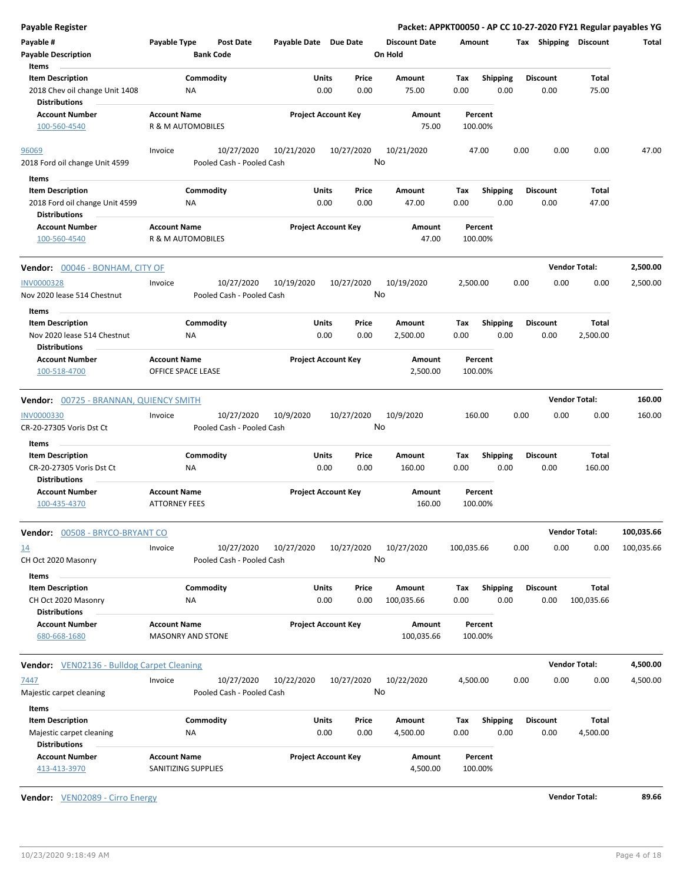**Payable Register** — **Packet: APPKT00050 - AP CC 10-27-2020 FY21 Regular payables YG**

| Payable # / Payable Description | Payable Type | Post Date / Bank Code | Payable Date | Due Date | Discount Date / On Hold | Amount | Tax | Shipping | Discount | Total |
|---|---|---|---|---|---|---|---|---|---|---|

Items

| Item Description | Commodity | Units | Price | Amount | Tax | Shipping | Discount | Total |
|---|---|---|---|---|---|---|---|---|
| 2018 Chev oil change Unit 1408 | NA | 0.00 | 0.00 | 75.00 | 0.00 | 0.00 | 0.00 | 75.00 |

Distributions

| Account Number | Account Name | Project Account Key | Amount | Percent |
|---|---|---|---|---|
| 100-560-4540 | R & M AUTOMOBILES | | 75.00 | 100.00% |

| Payable # | Payable Type | Post Date | Payable Date | Due Date | Discount Date | Amount | Tax | Shipping | Discount | Total |
|---|---|---|---|---|---|---|---|---|---|---|
| 96069 | Invoice | 10/27/2020 | 10/21/2020 | 10/27/2020 | 10/21/2020 | 47.00 | 0.00 | 0.00 | 0.00 | 47.00 |
| 2018 Ford oil change Unit 4599 | | Pooled Cash - Pooled Cash | | | No | | | | | |

Items

| Item Description | Commodity | Units | Price | Amount | Tax | Shipping | Discount | Total |
|---|---|---|---|---|---|---|---|---|
| 2018 Ford oil change Unit 4599 | NA | 0.00 | 0.00 | 47.00 | 0.00 | 0.00 | 0.00 | 47.00 |

Distributions

| Account Number | Account Name | Project Account Key | Amount | Percent |
|---|---|---|---|---|
| 100-560-4540 | R & M AUTOMOBILES | | 47.00 | 100.00% |

**Vendor:** 00046 - BONHAM, CITY OF — **Vendor Total: 2,500.00**

| Payable # | Payable Type | Post Date | Payable Date | Due Date | Discount Date | Amount | Tax | Shipping | Discount | Total |
|---|---|---|---|---|---|---|---|---|---|---|
| INV0000328 | Invoice | 10/27/2020 | 10/19/2020 | 10/27/2020 | 10/19/2020 | 2,500.00 | 0.00 | 0.00 | 0.00 | 2,500.00 |
| Nov 2020 lease 514 Chestnut | | Pooled Cash - Pooled Cash | | | No | | | | | |

Items

| Item Description | Commodity | Units | Price | Amount | Tax | Shipping | Discount | Total |
|---|---|---|---|---|---|---|---|---|
| Nov 2020 lease 514 Chestnut | NA | 0.00 | 0.00 | 2,500.00 | 0.00 | 0.00 | 0.00 | 2,500.00 |

Distributions

| Account Number | Account Name | Project Account Key | Amount | Percent |
|---|---|---|---|---|
| 100-518-4700 | OFFICE SPACE LEASE | | 2,500.00 | 100.00% |

**Vendor:** 00725 - BRANNAN, QUIENCY SMITH — **Vendor Total: 160.00**

| Payable # | Payable Type | Post Date | Payable Date | Due Date | Discount Date | Amount | Tax | Shipping | Discount | Total |
|---|---|---|---|---|---|---|---|---|---|---|
| INV0000330 | Invoice | 10/27/2020 | 10/9/2020 | 10/27/2020 | 10/9/2020 | 160.00 | 0.00 | 0.00 | 0.00 | 160.00 |
| CR-20-27305 Voris Dst Ct | | Pooled Cash - Pooled Cash | | | No | | | | | |

Items

| Item Description | Commodity | Units | Price | Amount | Tax | Shipping | Discount | Total |
|---|---|---|---|---|---|---|---|---|
| CR-20-27305 Voris Dst Ct | NA | 0.00 | 0.00 | 160.00 | 0.00 | 0.00 | 0.00 | 160.00 |

Distributions

| Account Number | Account Name | Project Account Key | Amount | Percent |
|---|---|---|---|---|
| 100-435-4370 | ATTORNEY FEES | | 160.00 | 100.00% |

**Vendor:** 00508 - BRYCO-BRYANT CO — **Vendor Total: 100,035.66**

| Payable # | Payable Type | Post Date | Payable Date | Due Date | Discount Date | Amount | Tax | Shipping | Discount | Total |
|---|---|---|---|---|---|---|---|---|---|---|
| 14 | Invoice | 10/27/2020 | 10/27/2020 | 10/27/2020 | 10/27/2020 | 100,035.66 | 0.00 | 0.00 | 0.00 | 100,035.66 |
| CH Oct 2020 Masonry | | Pooled Cash - Pooled Cash | | | No | | | | | |

Items

| Item Description | Commodity | Units | Price | Amount | Tax | Shipping | Discount | Total |
|---|---|---|---|---|---|---|---|---|
| CH Oct 2020 Masonry | NA | 0.00 | 0.00 | 100,035.66 | 0.00 | 0.00 | 0.00 | 100,035.66 |

Distributions

| Account Number | Account Name | Project Account Key | Amount | Percent |
|---|---|---|---|---|
| 680-668-1680 | MASONRY AND STONE | | 100,035.66 | 100.00% |

**Vendor:** VEN02136 - Bulldog Carpet Cleaning — **Vendor Total: 4,500.00**

| Payable # | Payable Type | Post Date | Payable Date | Due Date | Discount Date | Amount | Tax | Shipping | Discount | Total |
|---|---|---|---|---|---|---|---|---|---|---|
| 7447 | Invoice | 10/27/2020 | 10/22/2020 | 10/27/2020 | 10/22/2020 | 4,500.00 | 0.00 | 0.00 | 0.00 | 4,500.00 |
| Majestic carpet cleaning | | Pooled Cash - Pooled Cash | | | No | | | | | |

Items

| Item Description | Commodity | Units | Price | Amount | Tax | Shipping | Discount | Total |
|---|---|---|---|---|---|---|---|---|
| Majestic carpet cleaning | NA | 0.00 | 0.00 | 4,500.00 | 0.00 | 0.00 | 0.00 | 4,500.00 |

Distributions

| Account Number | Account Name | Project Account Key | Amount | Percent |
|---|---|---|---|---|
| 413-413-3970 | SANITIZING SUPPLIES | | 4,500.00 | 100.00% |

**Vendor:** VEN02089 - Cirro Energy — **Vendor Total: 89.66**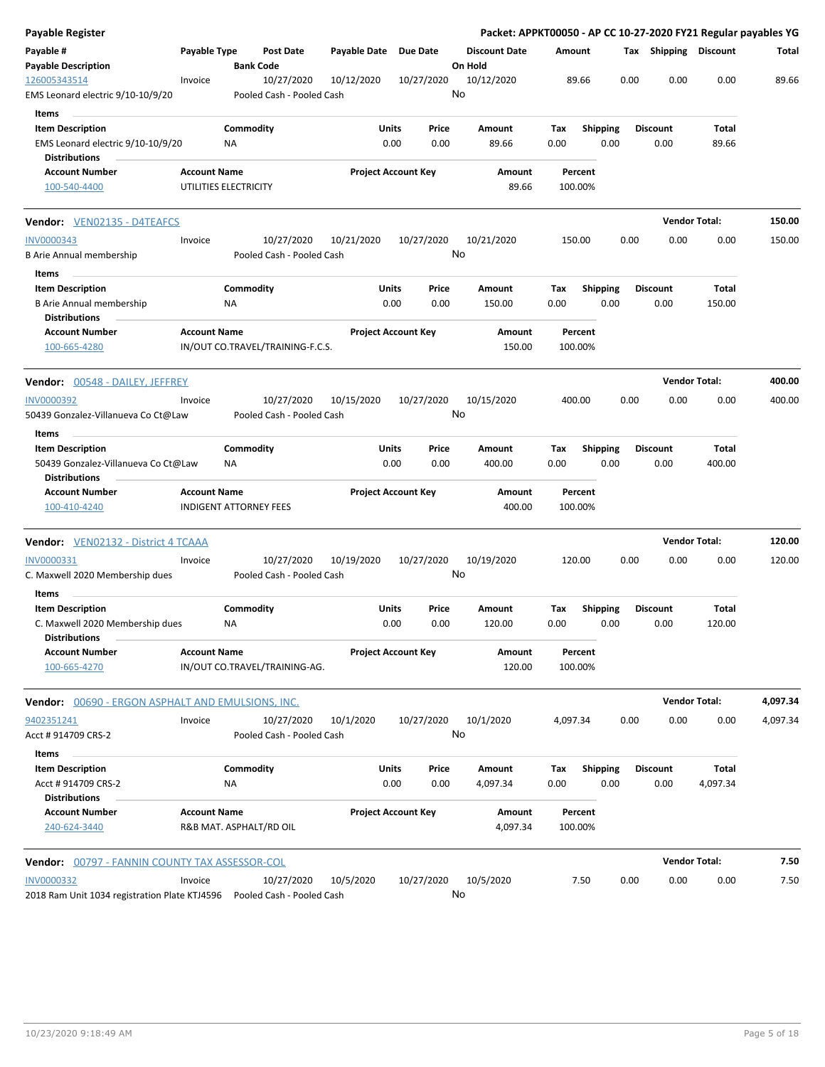# Payable Register

**Packet: APPKT00050 - AP CC 10-27-2020 FY21 Regular payables YG**

| Payable # | Payable Type | Post Date | Payable Date | Due Date | Discount Date | Amount | Tax | Shipping | Discount | Total |
|---|---|---|---|---|---|---|---|---|---|---|
| **Payable Description** | | **Bank Code** | | | **On Hold** | | | | | |
| 126005343514 | Invoice | 10/27/2020 | 10/12/2020 | 10/27/2020 | 10/12/2020 | 89.66 | 0.00 | 0.00 | 0.00 | 89.66 |
| EMS Leonard electric 9/10-10/9/20 | | Pooled Cash - Pooled Cash | | | No | | | | | |

**Items**

| Item Description | Commodity | Units | Price | Amount | Tax | Shipping | Discount | Total |
|---|---|---|---|---|---|---|---|---|
| EMS Leonard electric 9/10-10/9/20 | NA | 0.00 | 0.00 | 89.66 | 0.00 | 0.00 | 0.00 | 89.66 |

**Distributions**

| Account Number | Account Name | Project Account Key | Amount | Percent |
|---|---|---|---|---|
| 100-540-4400 | UTILITIES ELECTRICITY | | 89.66 | 100.00% |

**Vendor: VEN02135 - D4TEAFCS** — **Vendor Total: 150.00**

| Payable # | Payable Type | Post Date | Payable Date | Due Date | Discount Date | Amount | Tax | Shipping | Discount | Total |
|---|---|---|---|---|---|---|---|---|---|---|
| INV0000343 | Invoice | 10/27/2020 | 10/21/2020 | 10/27/2020 | 10/21/2020 | 150.00 | 0.00 | 0.00 | 0.00 | 150.00 |
| B Arie Annual membership | | Pooled Cash - Pooled Cash | | | No | | | | | |

**Items**

| Item Description | Commodity | Units | Price | Amount | Tax | Shipping | Discount | Total |
|---|---|---|---|---|---|---|---|---|
| B Arie Annual membership | NA | 0.00 | 0.00 | 150.00 | 0.00 | 0.00 | 0.00 | 150.00 |

**Distributions**

| Account Number | Account Name | Project Account Key | Amount | Percent |
|---|---|---|---|---|
| 100-665-4280 | IN/OUT CO.TRAVEL/TRAINING-F.C.S. | | 150.00 | 100.00% |

**Vendor: 00548 - DAILEY, JEFFREY** — **Vendor Total: 400.00**

| Payable # | Payable Type | Post Date | Payable Date | Due Date | Discount Date | Amount | Tax | Shipping | Discount | Total |
|---|---|---|---|---|---|---|---|---|---|---|
| INV0000392 | Invoice | 10/27/2020 | 10/15/2020 | 10/27/2020 | 10/15/2020 | 400.00 | 0.00 | 0.00 | 0.00 | 400.00 |
| 50439 Gonzalez-Villanueva Co Ct@Law | | Pooled Cash - Pooled Cash | | | No | | | | | |

**Items**

| Item Description | Commodity | Units | Price | Amount | Tax | Shipping | Discount | Total |
|---|---|---|---|---|---|---|---|---|
| 50439 Gonzalez-Villanueva Co Ct@Law | NA | 0.00 | 0.00 | 400.00 | 0.00 | 0.00 | 0.00 | 400.00 |

**Distributions**

| Account Number | Account Name | Project Account Key | Amount | Percent |
|---|---|---|---|---|
| 100-410-4240 | INDIGENT ATTORNEY FEES | | 400.00 | 100.00% |

**Vendor: VEN02132 - District 4 TCAAA** — **Vendor Total: 120.00**

| Payable # | Payable Type | Post Date | Payable Date | Due Date | Discount Date | Amount | Tax | Shipping | Discount | Total |
|---|---|---|---|---|---|---|---|---|---|---|
| INV0000331 | Invoice | 10/27/2020 | 10/19/2020 | 10/27/2020 | 10/19/2020 | 120.00 | 0.00 | 0.00 | 0.00 | 120.00 |
| C. Maxwell 2020 Membership dues | | Pooled Cash - Pooled Cash | | | No | | | | | |

**Items**

| Item Description | Commodity | Units | Price | Amount | Tax | Shipping | Discount | Total |
|---|---|---|---|---|---|---|---|---|
| C. Maxwell 2020 Membership dues | NA | 0.00 | 0.00 | 120.00 | 0.00 | 0.00 | 0.00 | 120.00 |

**Distributions**

| Account Number | Account Name | Project Account Key | Amount | Percent |
|---|---|---|---|---|
| 100-665-4270 | IN/OUT CO.TRAVEL/TRAINING-AG. | | 120.00 | 100.00% |

**Vendor: 00690 - ERGON ASPHALT AND EMULSIONS, INC.** — **Vendor Total: 4,097.34**

| Payable # | Payable Type | Post Date | Payable Date | Due Date | Discount Date | Amount | Tax | Shipping | Discount | Total |
|---|---|---|---|---|---|---|---|---|---|---|
| 9402351241 | Invoice | 10/27/2020 | 10/1/2020 | 10/27/2020 | 10/1/2020 | 4,097.34 | 0.00 | 0.00 | 0.00 | 4,097.34 |
| Acct # 914709 CRS-2 | | Pooled Cash - Pooled Cash | | | No | | | | | |

**Items**

| Item Description | Commodity | Units | Price | Amount | Tax | Shipping | Discount | Total |
|---|---|---|---|---|---|---|---|---|
| Acct # 914709 CRS-2 | NA | 0.00 | 0.00 | 4,097.34 | 0.00 | 0.00 | 0.00 | 4,097.34 |

**Distributions**

| Account Number | Account Name | Project Account Key | Amount | Percent |
|---|---|---|---|---|
| 240-624-3440 | R&B MAT. ASPHALT/RD OIL | | 4,097.34 | 100.00% |

**Vendor: 00797 - FANNIN COUNTY TAX ASSESSOR-COL** — **Vendor Total: 7.50**

| Payable # | Payable Type | Post Date | Payable Date | Due Date | Discount Date | Amount | Tax | Shipping | Discount | Total |
|---|---|---|---|---|---|---|---|---|---|---|
| INV0000332 | Invoice | 10/27/2020 | 10/5/2020 | 10/27/2020 | 10/5/2020 | 7.50 | 0.00 | 0.00 | 0.00 | 7.50 |
| 2018 Ram Unit 1034 registration Plate KTJ4596 | | Pooled Cash - Pooled Cash | | | No | | | | | |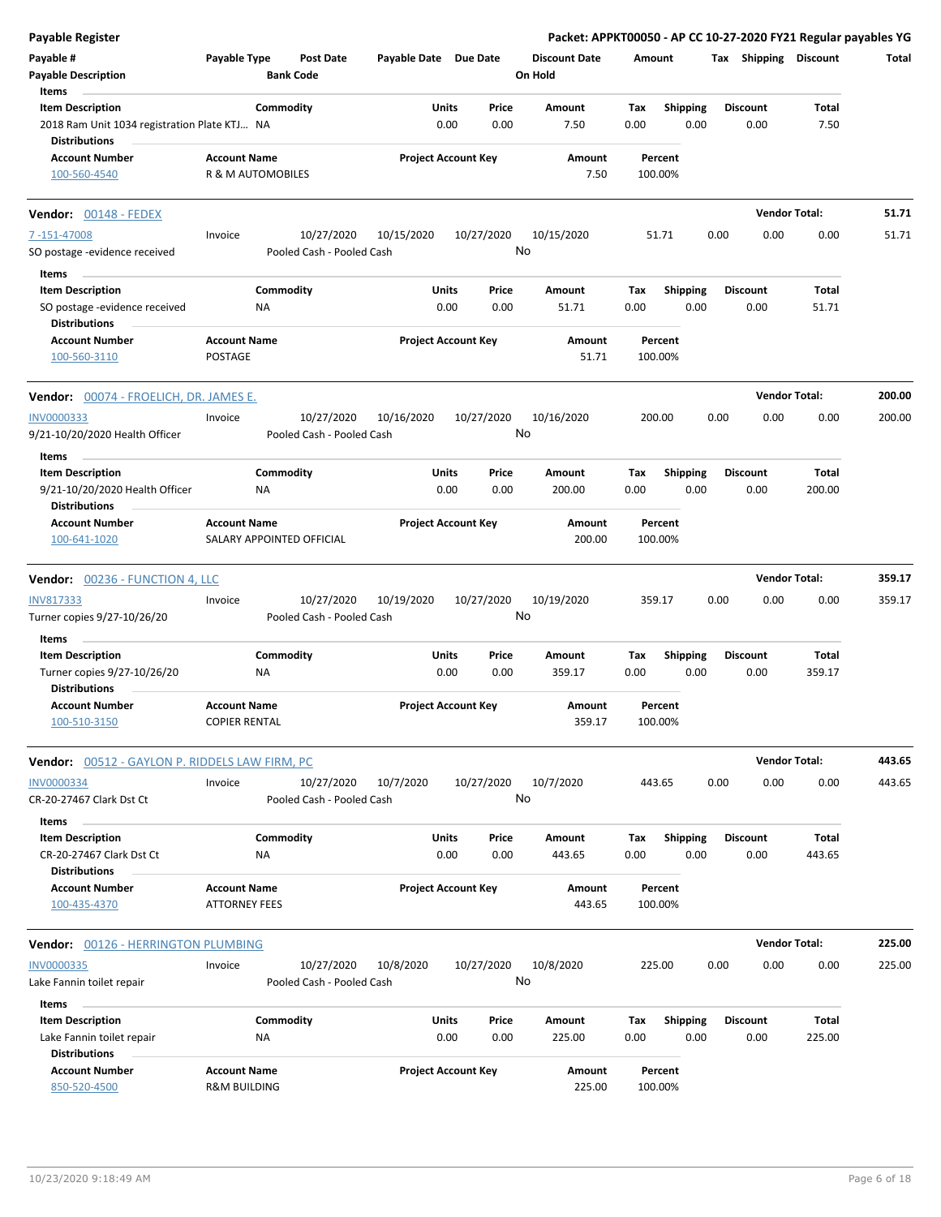**Payable Register** — **Packet: APPKT00050 - AP CC 10-27-2020 FY21 Regular payables YG**

| Payable # | Payable Type | Post Date | Payable Date | Due Date | Discount Date | Amount | Tax | Shipping | Discount | Total |
|---|---|---|---|---|---|---|---|---|---|---|
| **Payable Description** | | **Bank Code** | | | **On Hold** | | | | | |

**Items**

| Item Description | Commodity | Units | Price | Amount | Tax | Shipping | Discount | Total |
|---|---|---|---|---|---|---|---|---|
| 2018 Ram Unit 1034 registration Plate KTJ... | NA | 0.00 | 0.00 | 7.50 | 0.00 | 0.00 | 0.00 | 7.50 |

**Distributions**

| Account Number | Account Name | Project Account Key | Amount | Percent |
|---|---|---|---|---|
| 100-560-4540 | R & M AUTOMOBILES | | 7.50 | 100.00% |

---

**Vendor: 00148 - FEDEX** — **Vendor Total: 51.71**

| Payable # | Payable Type | Post Date | Payable Date | Due Date | Discount Date | Amount | Tax | Shipping | Discount | Total |
|---|---|---|---|---|---|---|---|---|---|---|
| 7-151-47008 | Invoice | 10/27/2020 | 10/15/2020 | 10/27/2020 | 10/15/2020 | 51.71 | 0.00 | 0.00 | 0.00 | 51.71 |
| SO postage -evidence received | | Pooled Cash - Pooled Cash | | | No | | | | | |

**Items**

| Item Description | Commodity | Units | Price | Amount | Tax | Shipping | Discount | Total |
|---|---|---|---|---|---|---|---|---|
| SO postage -evidence received | NA | 0.00 | 0.00 | 51.71 | 0.00 | 0.00 | 0.00 | 51.71 |

**Distributions**

| Account Number | Account Name | Project Account Key | Amount | Percent |
|---|---|---|---|---|
| 100-560-3110 | POSTAGE | | 51.71 | 100.00% |

---

**Vendor: 00074 - FROELICH, DR. JAMES E.** — **Vendor Total: 200.00**

| Payable # | Payable Type | Post Date | Payable Date | Due Date | Discount Date | Amount | Tax | Shipping | Discount | Total |
|---|---|---|---|---|---|---|---|---|---|---|
| INV0000333 | Invoice | 10/27/2020 | 10/16/2020 | 10/27/2020 | 10/16/2020 | 200.00 | 0.00 | 0.00 | 0.00 | 200.00 |
| 9/21-10/20/2020 Health Officer | | Pooled Cash - Pooled Cash | | | No | | | | | |

**Items**

| Item Description | Commodity | Units | Price | Amount | Tax | Shipping | Discount | Total |
|---|---|---|---|---|---|---|---|---|
| 9/21-10/20/2020 Health Officer | NA | 0.00 | 0.00 | 200.00 | 0.00 | 0.00 | 0.00 | 200.00 |

**Distributions**

| Account Number | Account Name | Project Account Key | Amount | Percent |
|---|---|---|---|---|
| 100-641-1020 | SALARY APPOINTED OFFICIAL | | 200.00 | 100.00% |

---

**Vendor: 00236 - FUNCTION 4, LLC** — **Vendor Total: 359.17**

| Payable # | Payable Type | Post Date | Payable Date | Due Date | Discount Date | Amount | Tax | Shipping | Discount | Total |
|---|---|---|---|---|---|---|---|---|---|---|
| INV817333 | Invoice | 10/27/2020 | 10/19/2020 | 10/27/2020 | 10/19/2020 | 359.17 | 0.00 | 0.00 | 0.00 | 359.17 |
| Turner copies 9/27-10/26/20 | | Pooled Cash - Pooled Cash | | | No | | | | | |

**Items**

| Item Description | Commodity | Units | Price | Amount | Tax | Shipping | Discount | Total |
|---|---|---|---|---|---|---|---|---|
| Turner copies 9/27-10/26/20 | NA | 0.00 | 0.00 | 359.17 | 0.00 | 0.00 | 0.00 | 359.17 |

**Distributions**

| Account Number | Account Name | Project Account Key | Amount | Percent |
|---|---|---|---|---|
| 100-510-3150 | COPIER RENTAL | | 359.17 | 100.00% |

---

**Vendor: 00512 - GAYLON P. RIDDELS LAW FIRM, PC** — **Vendor Total: 443.65**

| Payable # | Payable Type | Post Date | Payable Date | Due Date | Discount Date | Amount | Tax | Shipping | Discount | Total |
|---|---|---|---|---|---|---|---|---|---|---|
| INV0000334 | Invoice | 10/27/2020 | 10/7/2020 | 10/27/2020 | 10/7/2020 | 443.65 | 0.00 | 0.00 | 0.00 | 443.65 |
| CR-20-27467 Clark Dst Ct | | Pooled Cash - Pooled Cash | | | No | | | | | |

**Items**

| Item Description | Commodity | Units | Price | Amount | Tax | Shipping | Discount | Total |
|---|---|---|---|---|---|---|---|---|
| CR-20-27467 Clark Dst Ct | NA | 0.00 | 0.00 | 443.65 | 0.00 | 0.00 | 0.00 | 443.65 |

**Distributions**

| Account Number | Account Name | Project Account Key | Amount | Percent |
|---|---|---|---|---|
| 100-435-4370 | ATTORNEY FEES | | 443.65 | 100.00% |

---

**Vendor: 00126 - HERRINGTON PLUMBING** — **Vendor Total: 225.00**

| Payable # | Payable Type | Post Date | Payable Date | Due Date | Discount Date | Amount | Tax | Shipping | Discount | Total |
|---|---|---|---|---|---|---|---|---|---|---|
| INV0000335 | Invoice | 10/27/2020 | 10/8/2020 | 10/27/2020 | 10/8/2020 | 225.00 | 0.00 | 0.00 | 0.00 | 225.00 |
| Lake Fannin toilet repair | | Pooled Cash - Pooled Cash | | | No | | | | | |

**Items**

| Item Description | Commodity | Units | Price | Amount | Tax | Shipping | Discount | Total |
|---|---|---|---|---|---|---|---|---|
| Lake Fannin toilet repair | NA | 0.00 | 0.00 | 225.00 | 0.00 | 0.00 | 0.00 | 225.00 |

**Distributions**

| Account Number | Account Name | Project Account Key | Amount | Percent |
|---|---|---|---|---|
| 850-520-4500 | R&M BUILDING | | 225.00 | 100.00% |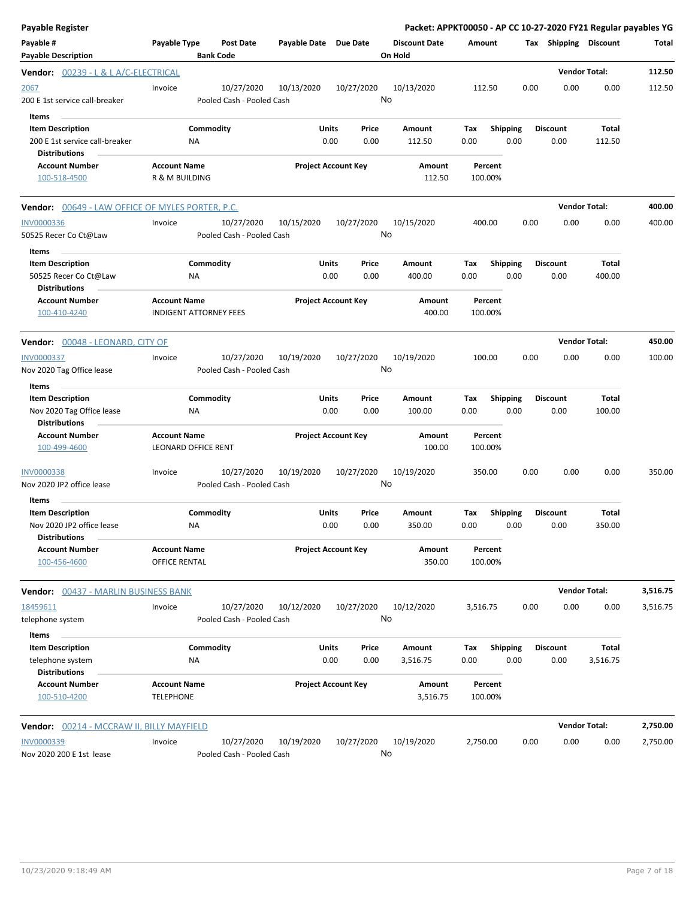# Payable Register

**Packet: APPKT00050 - AP CC 10-27-2020 FY21 Regular payables YG**

| Payable # | Payable Type | Post Date | Payable Date | Due Date | Discount Date | Amount | Tax | Shipping | Discount | Total |
|---|---|---|---|---|---|---|---|---|---|---|
| **Payable Description** | | **Bank Code** | | | **On Hold** | | | | | |

## Vendor: 00239 - L & L A/C-ELECTRICAL — Vendor Total: 112.50

| Payable # | Payable Type | Post Date | Payable Date | Due Date | Discount Date | Amount | Tax | Shipping | Discount | Total |
|---|---|---|---|---|---|---|---|---|---|---|
| 2067 | Invoice | 10/27/2020 | 10/13/2020 | 10/27/2020 | 10/13/2020 | 112.50 | 0.00 | 0.00 | 0.00 | 112.50 |
| 200 E 1st service call-breaker | | Pooled Cash - Pooled Cash | | | No | | | | | |

**Items**

| Item Description | Commodity | Units | Price | Amount | Tax | Shipping | Discount | Total |
|---|---|---|---|---|---|---|---|---|
| 200 E 1st service call-breaker | NA | 0.00 | 0.00 | 112.50 | 0.00 | 0.00 | 0.00 | 112.50 |

**Distributions**

| Account Number | Account Name | Project Account Key | Amount | Percent |
|---|---|---|---|---|
| 100-518-4500 | R & M BUILDING | | 112.50 | 100.00% |

## Vendor: 00649 - LAW OFFICE OF MYLES PORTER, P.C. — Vendor Total: 400.00

| Payable # | Payable Type | Post Date | Payable Date | Due Date | Discount Date | Amount | Tax | Shipping | Discount | Total |
|---|---|---|---|---|---|---|---|---|---|---|
| INV0000336 | Invoice | 10/27/2020 | 10/15/2020 | 10/27/2020 | 10/15/2020 | 400.00 | 0.00 | 0.00 | 0.00 | 400.00 |
| 50525 Recer Co Ct@Law | | Pooled Cash - Pooled Cash | | | No | | | | | |

**Items**

| Item Description | Commodity | Units | Price | Amount | Tax | Shipping | Discount | Total |
|---|---|---|---|---|---|---|---|---|
| 50525 Recer Co Ct@Law | NA | 0.00 | 0.00 | 400.00 | 0.00 | 0.00 | 0.00 | 400.00 |

**Distributions**

| Account Number | Account Name | Project Account Key | Amount | Percent |
|---|---|---|---|---|
| 100-410-4240 | INDIGENT ATTORNEY FEES | | 400.00 | 100.00% |

## Vendor: 00048 - LEONARD, CITY OF — Vendor Total: 450.00

| Payable # | Payable Type | Post Date | Payable Date | Due Date | Discount Date | Amount | Tax | Shipping | Discount | Total |
|---|---|---|---|---|---|---|---|---|---|---|
| INV0000337 | Invoice | 10/27/2020 | 10/19/2020 | 10/27/2020 | 10/19/2020 | 100.00 | 0.00 | 0.00 | 0.00 | 100.00 |
| Nov 2020 Tag Office lease | | Pooled Cash - Pooled Cash | | | No | | | | | |

**Items**

| Item Description | Commodity | Units | Price | Amount | Tax | Shipping | Discount | Total |
|---|---|---|---|---|---|---|---|---|
| Nov 2020 Tag Office lease | NA | 0.00 | 0.00 | 100.00 | 0.00 | 0.00 | 0.00 | 100.00 |

**Distributions**

| Account Number | Account Name | Project Account Key | Amount | Percent |
|---|---|---|---|---|
| 100-499-4600 | LEONARD OFFICE RENT | | 100.00 | 100.00% |

| Payable # | Payable Type | Post Date | Payable Date | Due Date | Discount Date | Amount | Tax | Shipping | Discount | Total |
|---|---|---|---|---|---|---|---|---|---|---|
| INV0000338 | Invoice | 10/27/2020 | 10/19/2020 | 10/27/2020 | 10/19/2020 | 350.00 | 0.00 | 0.00 | 0.00 | 350.00 |
| Nov 2020 JP2 office lease | | Pooled Cash - Pooled Cash | | | No | | | | | |

**Items**

| Item Description | Commodity | Units | Price | Amount | Tax | Shipping | Discount | Total |
|---|---|---|---|---|---|---|---|---|
| Nov 2020 JP2 office lease | NA | 0.00 | 0.00 | 350.00 | 0.00 | 0.00 | 0.00 | 350.00 |

**Distributions**

| Account Number | Account Name | Project Account Key | Amount | Percent |
|---|---|---|---|---|
| 100-456-4600 | OFFICE RENTAL | | 350.00 | 100.00% |

## Vendor: 00437 - MARLIN BUSINESS BANK — Vendor Total: 3,516.75

| Payable # | Payable Type | Post Date | Payable Date | Due Date | Discount Date | Amount | Tax | Shipping | Discount | Total |
|---|---|---|---|---|---|---|---|---|---|---|
| 18459611 | Invoice | 10/27/2020 | 10/12/2020 | 10/27/2020 | 10/12/2020 | 3,516.75 | 0.00 | 0.00 | 0.00 | 3,516.75 |
| telephone system | | Pooled Cash - Pooled Cash | | | No | | | | | |

**Items**

| Item Description | Commodity | Units | Price | Amount | Tax | Shipping | Discount | Total |
|---|---|---|---|---|---|---|---|---|
| telephone system | NA | 0.00 | 0.00 | 3,516.75 | 0.00 | 0.00 | 0.00 | 3,516.75 |

**Distributions**

| Account Number | Account Name | Project Account Key | Amount | Percent |
|---|---|---|---|---|
| 100-510-4200 | TELEPHONE | | 3,516.75 | 100.00% |

## Vendor: 00214 - MCCRAW II, BILLY MAYFIELD — Vendor Total: 2,750.00

| Payable # | Payable Type | Post Date | Payable Date | Due Date | Discount Date | Amount | Tax | Shipping | Discount | Total |
|---|---|---|---|---|---|---|---|---|---|---|
| INV0000339 | Invoice | 10/27/2020 | 10/19/2020 | 10/27/2020 | 10/19/2020 | 2,750.00 | 0.00 | 0.00 | 0.00 | 2,750.00 |
| Nov 2020 200 E 1st lease | | Pooled Cash - Pooled Cash | | | No | | | | | |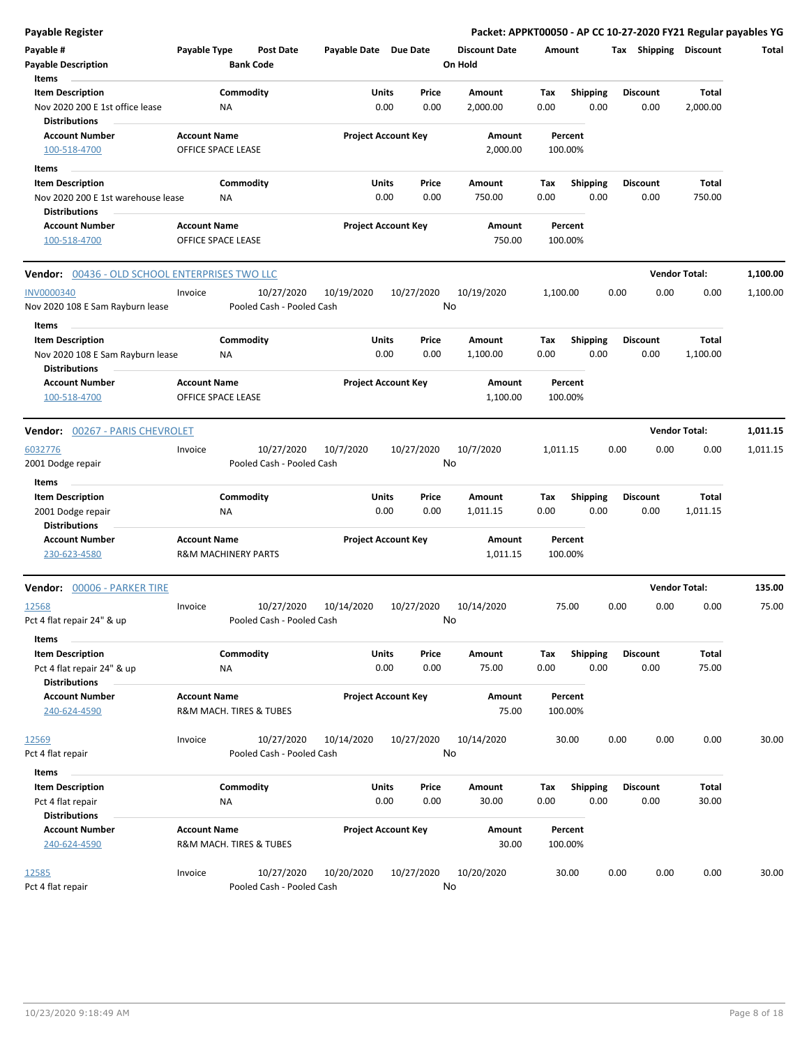**Payable Register** — **Packet: APPKT00050 - AP CC 10-27-2020 FY21 Regular payables YG**

| Payable # | Payable Type | Post Date | Payable Date | Due Date | Discount Date | Amount | Tax | Shipping | Discount | Total |
|---|---|---|---|---|---|---|---|---|---|---|
| Payable Description | | Bank Code | | | On Hold | | | | | |

**Items**

| Item Description | Commodity | Units | Price | Amount | Tax | Shipping | Discount | Total |
|---|---|---|---|---|---|---|---|---|
| Nov 2020 200 E 1st office lease | NA | 0.00 | 0.00 | 2,000.00 | 0.00 | 0.00 | 0.00 | 2,000.00 |

**Distributions**

| Account Number | Account Name | Project Account Key | Amount | Percent |
|---|---|---|---|---|
| 100-518-4700 | OFFICE SPACE LEASE | | 2,000.00 | 100.00% |

**Items**

| Item Description | Commodity | Units | Price | Amount | Tax | Shipping | Discount | Total |
|---|---|---|---|---|---|---|---|---|
| Nov 2020 200 E 1st warehouse lease | NA | 0.00 | 0.00 | 750.00 | 0.00 | 0.00 | 0.00 | 750.00 |

**Distributions**

| Account Number | Account Name | Project Account Key | Amount | Percent |
|---|---|---|---|---|
| 100-518-4700 | OFFICE SPACE LEASE | | 750.00 | 100.00% |

---

**Vendor: 00436 - OLD SCHOOL ENTERPRISES TWO LLC** — **Vendor Total: 1,100.00**

| Payable # | Payable Type | Post Date | Payable Date | Due Date | Discount Date | Amount | Tax | Shipping | Discount | Total |
|---|---|---|---|---|---|---|---|---|---|---|
| INV0000340 | Invoice | 10/27/2020 | 10/19/2020 | 10/27/2020 | 10/19/2020 | 1,100.00 | 0.00 | 0.00 | 0.00 | 1,100.00 |
| Nov 2020 108 E Sam Rayburn lease | | Pooled Cash - Pooled Cash | | | No | | | | | |

**Items**

| Item Description | Commodity | Units | Price | Amount | Tax | Shipping | Discount | Total |
|---|---|---|---|---|---|---|---|---|
| Nov 2020 108 E Sam Rayburn lease | NA | 0.00 | 0.00 | 1,100.00 | 0.00 | 0.00 | 0.00 | 1,100.00 |

**Distributions**

| Account Number | Account Name | Project Account Key | Amount | Percent |
|---|---|---|---|---|
| 100-518-4700 | OFFICE SPACE LEASE | | 1,100.00 | 100.00% |

---

**Vendor: 00267 - PARIS CHEVROLET** — **Vendor Total: 1,011.15**

| Payable # | Payable Type | Post Date | Payable Date | Due Date | Discount Date | Amount | Tax | Shipping | Discount | Total |
|---|---|---|---|---|---|---|---|---|---|---|
| 6032776 | Invoice | 10/27/2020 | 10/7/2020 | 10/27/2020 | 10/7/2020 | 1,011.15 | 0.00 | 0.00 | 0.00 | 1,011.15 |
| 2001 Dodge repair | | Pooled Cash - Pooled Cash | | | No | | | | | |

**Items**

| Item Description | Commodity | Units | Price | Amount | Tax | Shipping | Discount | Total |
|---|---|---|---|---|---|---|---|---|
| 2001 Dodge repair | NA | 0.00 | 0.00 | 1,011.15 | 0.00 | 0.00 | 0.00 | 1,011.15 |

**Distributions**

| Account Number | Account Name | Project Account Key | Amount | Percent |
|---|---|---|---|---|
| 230-623-4580 | R&M MACHINERY PARTS | | 1,011.15 | 100.00% |

---

**Vendor: 00006 - PARKER TIRE** — **Vendor Total: 135.00**

| Payable # | Payable Type | Post Date | Payable Date | Due Date | Discount Date | Amount | Tax | Shipping | Discount | Total |
|---|---|---|---|---|---|---|---|---|---|---|
| 12568 | Invoice | 10/27/2020 | 10/14/2020 | 10/27/2020 | 10/14/2020 | 75.00 | 0.00 | 0.00 | 0.00 | 75.00 |
| Pct 4 flat repair 24" & up | | Pooled Cash - Pooled Cash | | | No | | | | | |

**Items**

| Item Description | Commodity | Units | Price | Amount | Tax | Shipping | Discount | Total |
|---|---|---|---|---|---|---|---|---|
| Pct 4 flat repair 24" & up | NA | 0.00 | 0.00 | 75.00 | 0.00 | 0.00 | 0.00 | 75.00 |

**Distributions**

| Account Number | Account Name | Project Account Key | Amount | Percent |
|---|---|---|---|---|
| 240-624-4590 | R&M MACH. TIRES & TUBES | | 75.00 | 100.00% |

| Payable # | Payable Type | Post Date | Payable Date | Due Date | Discount Date | Amount | Tax | Shipping | Discount | Total |
|---|---|---|---|---|---|---|---|---|---|---|
| 12569 | Invoice | 10/27/2020 | 10/14/2020 | 10/27/2020 | 10/14/2020 | 30.00 | 0.00 | 0.00 | 0.00 | 30.00 |
| Pct 4 flat repair | | Pooled Cash - Pooled Cash | | | No | | | | | |

**Items**

| Item Description | Commodity | Units | Price | Amount | Tax | Shipping | Discount | Total |
|---|---|---|---|---|---|---|---|---|
| Pct 4 flat repair | NA | 0.00 | 0.00 | 30.00 | 0.00 | 0.00 | 0.00 | 30.00 |

**Distributions**

| Account Number | Account Name | Project Account Key | Amount | Percent |
|---|---|---|---|---|
| 240-624-4590 | R&M MACH. TIRES & TUBES | | 30.00 | 100.00% |

| Payable # | Payable Type | Post Date | Payable Date | Due Date | Discount Date | Amount | Tax | Shipping | Discount | Total |
|---|---|---|---|---|---|---|---|---|---|---|
| 12585 | Invoice | 10/27/2020 | 10/20/2020 | 10/27/2020 | 10/20/2020 | 30.00 | 0.00 | 0.00 | 0.00 | 30.00 |
| Pct 4 flat repair | | Pooled Cash - Pooled Cash | | | No | | | | | |

10/23/2020 9:18:49 AM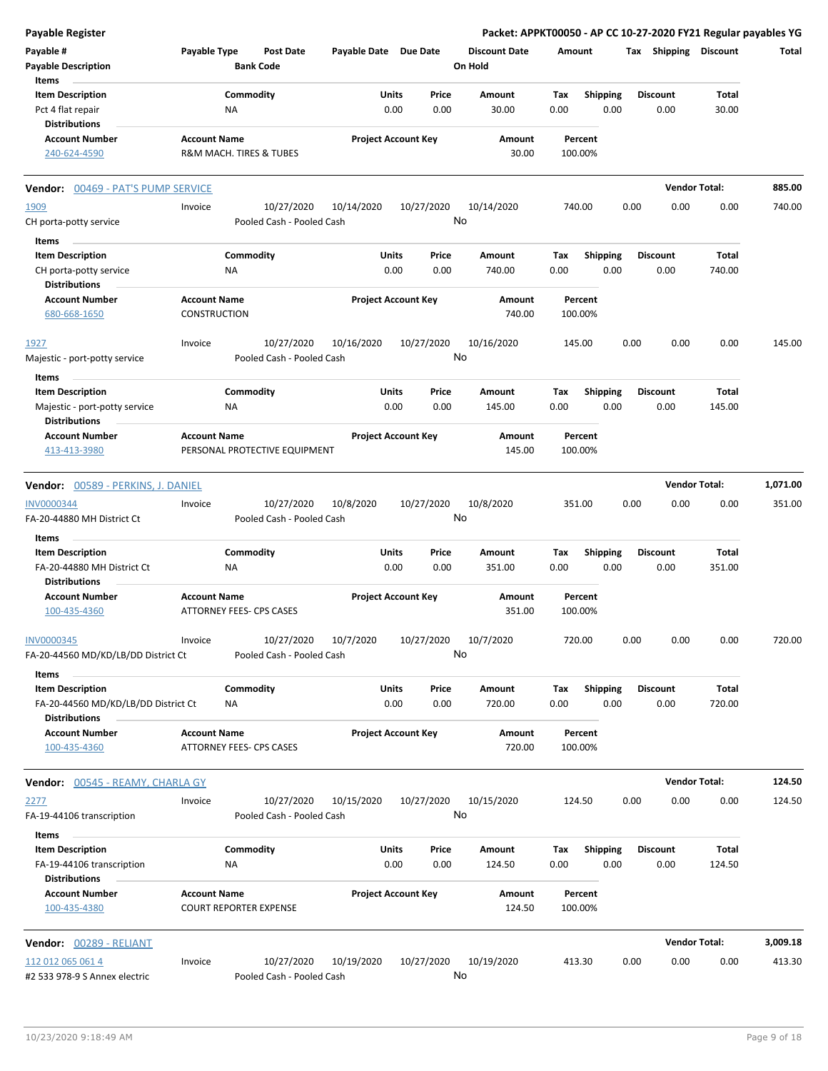**Payable Register** — Packet: APPKT00050 - AP CC 10-27-2020 FY21 Regular payables YG

| Payable # | Payable Type | Post Date | Payable Date | Due Date | Discount Date | Amount | Tax | Shipping | Discount | Total |
|---|---|---|---|---|---|---|---|---|---|---|
| Payable Description | | Bank Code | | | On Hold | | | | | |

**Items**

| Item Description | Commodity | Units | Price | Amount | Tax | Shipping | Discount | Total |
|---|---|---|---|---|---|---|---|---|
| Pct 4 flat repair | NA | 0.00 | 0.00 | 30.00 | 0.00 | 0.00 | 0.00 | 30.00 |

**Distributions**

| Account Number | Account Name | Project Account Key | Amount | Percent |
|---|---|---|---|---|
| 240-624-4590 | R&M MACH. TIRES & TUBES | | 30.00 | 100.00% |

## Vendor: 00469 - PAT'S PUMP SERVICE — Vendor Total: 885.00

| Payable # | Payable Type | Post Date | Payable Date | Due Date | Discount Date | Amount | Tax | Shipping | Discount | Total |
|---|---|---|---|---|---|---|---|---|---|---|
| 1909 | Invoice | 10/27/2020 | 10/14/2020 | 10/27/2020 | 10/14/2020 | 740.00 | 0.00 | 0.00 | 0.00 | 740.00 |
| CH porta-potty service | | Pooled Cash - Pooled Cash | | | No | | | | | |

**Items**

| Item Description | Commodity | Units | Price | Amount | Tax | Shipping | Discount | Total |
|---|---|---|---|---|---|---|---|---|
| CH porta-potty service | NA | 0.00 | 0.00 | 740.00 | 0.00 | 0.00 | 0.00 | 740.00 |

**Distributions**

| Account Number | Account Name | Project Account Key | Amount | Percent |
|---|---|---|---|---|
| 680-668-1650 | CONSTRUCTION | | 740.00 | 100.00% |

| Payable # | Payable Type | Post Date | Payable Date | Due Date | Discount Date | Amount | Tax | Shipping | Discount | Total |
|---|---|---|---|---|---|---|---|---|---|---|
| 1927 | Invoice | 10/27/2020 | 10/16/2020 | 10/27/2020 | 10/16/2020 | 145.00 | 0.00 | 0.00 | 0.00 | 145.00 |
| Majestic - port-potty service | | Pooled Cash - Pooled Cash | | | No | | | | | |

**Items**

| Item Description | Commodity | Units | Price | Amount | Tax | Shipping | Discount | Total |
|---|---|---|---|---|---|---|---|---|
| Majestic - port-potty service | NA | 0.00 | 0.00 | 145.00 | 0.00 | 0.00 | 0.00 | 145.00 |

**Distributions**

| Account Number | Account Name | Project Account Key | Amount | Percent |
|---|---|---|---|---|
| 413-413-3980 | PERSONAL PROTECTIVE EQUIPMENT | | 145.00 | 100.00% |

## Vendor: 00589 - PERKINS, J. DANIEL — Vendor Total: 1,071.00

| Payable # | Payable Type | Post Date | Payable Date | Due Date | Discount Date | Amount | Tax | Shipping | Discount | Total |
|---|---|---|---|---|---|---|---|---|---|---|
| INV0000344 | Invoice | 10/27/2020 | 10/8/2020 | 10/27/2020 | 10/8/2020 | 351.00 | 0.00 | 0.00 | 0.00 | 351.00 |
| FA-20-44880 MH District Ct | | Pooled Cash - Pooled Cash | | | No | | | | | |

**Items**

| Item Description | Commodity | Units | Price | Amount | Tax | Shipping | Discount | Total |
|---|---|---|---|---|---|---|---|---|
| FA-20-44880 MH District Ct | NA | 0.00 | 0.00 | 351.00 | 0.00 | 0.00 | 0.00 | 351.00 |

**Distributions**

| Account Number | Account Name | Project Account Key | Amount | Percent |
|---|---|---|---|---|
| 100-435-4360 | ATTORNEY FEES- CPS CASES | | 351.00 | 100.00% |

| Payable # | Payable Type | Post Date | Payable Date | Due Date | Discount Date | Amount | Tax | Shipping | Discount | Total |
|---|---|---|---|---|---|---|---|---|---|---|
| INV0000345 | Invoice | 10/27/2020 | 10/7/2020 | 10/27/2020 | 10/7/2020 | 720.00 | 0.00 | 0.00 | 0.00 | 720.00 |
| FA-20-44560 MD/KD/LB/DD District Ct | | Pooled Cash - Pooled Cash | | | No | | | | | |

**Items**

| Item Description | Commodity | Units | Price | Amount | Tax | Shipping | Discount | Total |
|---|---|---|---|---|---|---|---|---|
| FA-20-44560 MD/KD/LB/DD District Ct | NA | 0.00 | 0.00 | 720.00 | 0.00 | 0.00 | 0.00 | 720.00 |

**Distributions**

| Account Number | Account Name | Project Account Key | Amount | Percent |
|---|---|---|---|---|
| 100-435-4360 | ATTORNEY FEES- CPS CASES | | 720.00 | 100.00% |

## Vendor: 00545 - REAMY, CHARLA GY — Vendor Total: 124.50

| Payable # | Payable Type | Post Date | Payable Date | Due Date | Discount Date | Amount | Tax | Shipping | Discount | Total |
|---|---|---|---|---|---|---|---|---|---|---|
| 2277 | Invoice | 10/27/2020 | 10/15/2020 | 10/27/2020 | 10/15/2020 | 124.50 | 0.00 | 0.00 | 0.00 | 124.50 |
| FA-19-44106 transcription | | Pooled Cash - Pooled Cash | | | No | | | | | |

**Items**

| Item Description | Commodity | Units | Price | Amount | Tax | Shipping | Discount | Total |
|---|---|---|---|---|---|---|---|---|
| FA-19-44106 transcription | NA | 0.00 | 0.00 | 124.50 | 0.00 | 0.00 | 0.00 | 124.50 |

**Distributions**

| Account Number | Account Name | Project Account Key | Amount | Percent |
|---|---|---|---|---|
| 100-435-4380 | COURT REPORTER EXPENSE | | 124.50 | 100.00% |

## Vendor: 00289 - RELIANT — Vendor Total: 3,009.18

| Payable # | Payable Type | Post Date | Payable Date | Due Date | Discount Date | Amount | Tax | Shipping | Discount | Total |
|---|---|---|---|---|---|---|---|---|---|---|
| 112 012 065 061 4 | Invoice | 10/27/2020 | 10/19/2020 | 10/27/2020 | 10/19/2020 | 413.30 | 0.00 | 0.00 | 0.00 | 413.30 |
| #2 533 978-9 S Annex electric | | Pooled Cash - Pooled Cash | | | No | | | | | |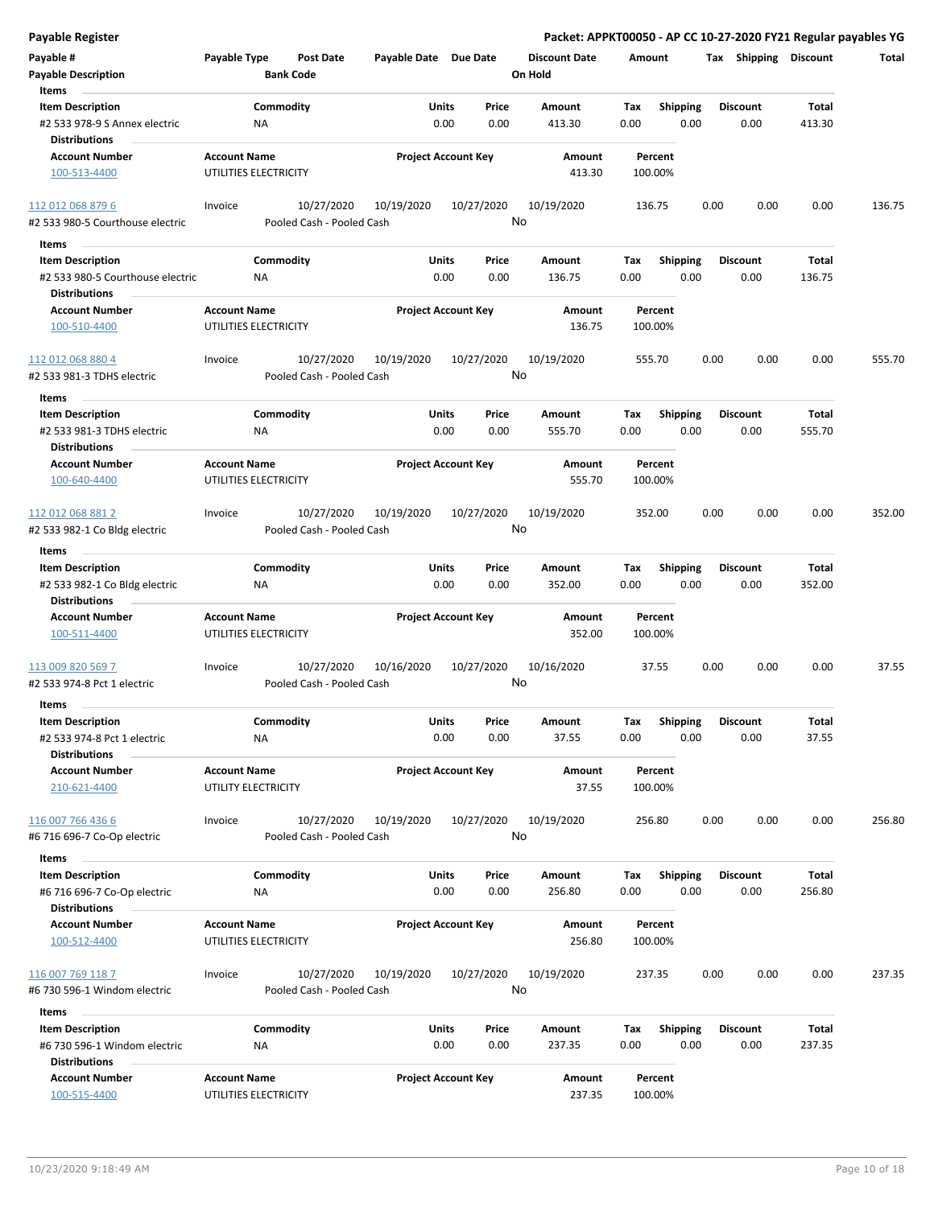**Payable Register**

**Packet: APPKT00050 - AP CC 10-27-2020 FY21 Regular payables YG**

| Payable # | Payable Type | Post Date | Payable Date | Due Date | Discount Date | Amount | Tax | Shipping | Discount | Total |
|---|---|---|---|---|---|---|---|---|---|---|
| **Payable Description** | | **Bank Code** | | | **On Hold** | | | | | |

**Items**

| Item Description | Commodity | Units | Price | Amount | Tax | Shipping | Discount | Total |
|---|---|---|---|---|---|---|---|---|
| #2 533 978-9 S Annex electric | NA | 0.00 | 0.00 | 413.30 | 0.00 | 0.00 | 0.00 | 413.30 |

**Distributions**

| Account Number | Account Name | Project Account Key | Amount | Percent |
|---|---|---|---|---|
| 100-513-4400 | UTILITIES ELECTRICITY | | 413.30 | 100.00% |

---

| Payable # | Payable Type | Post Date | Payable Date | Due Date | Discount Date | Amount | Tax | Shipping | Discount | Total |
|---|---|---|---|---|---|---|---|---|---|---|
| 112 012 068 879 6 | Invoice | 10/27/2020 | 10/19/2020 | 10/27/2020 | 10/19/2020 | 136.75 | 0.00 | 0.00 | 0.00 | 136.75 |
| #2 533 980-5 Courthouse electric | | Pooled Cash - Pooled Cash | | | No | | | | | |

**Items**

| Item Description | Commodity | Units | Price | Amount | Tax | Shipping | Discount | Total |
|---|---|---|---|---|---|---|---|---|
| #2 533 980-5 Courthouse electric | NA | 0.00 | 0.00 | 136.75 | 0.00 | 0.00 | 0.00 | 136.75 |

**Distributions**

| Account Number | Account Name | Project Account Key | Amount | Percent |
|---|---|---|---|---|
| 100-510-4400 | UTILITIES ELECTRICITY | | 136.75 | 100.00% |

---

| Payable # | Payable Type | Post Date | Payable Date | Due Date | Discount Date | Amount | Tax | Shipping | Discount | Total |
|---|---|---|---|---|---|---|---|---|---|---|
| 112 012 068 880 4 | Invoice | 10/27/2020 | 10/19/2020 | 10/27/2020 | 10/19/2020 | 555.70 | 0.00 | 0.00 | 0.00 | 555.70 |
| #2 533 981-3 TDHS electric | | Pooled Cash - Pooled Cash | | | No | | | | | |

**Items**

| Item Description | Commodity | Units | Price | Amount | Tax | Shipping | Discount | Total |
|---|---|---|---|---|---|---|---|---|
| #2 533 981-3 TDHS electric | NA | 0.00 | 0.00 | 555.70 | 0.00 | 0.00 | 0.00 | 555.70 |

**Distributions**

| Account Number | Account Name | Project Account Key | Amount | Percent |
|---|---|---|---|---|
| 100-640-4400 | UTILITIES ELECTRICITY | | 555.70 | 100.00% |

---

| Payable # | Payable Type | Post Date | Payable Date | Due Date | Discount Date | Amount | Tax | Shipping | Discount | Total |
|---|---|---|---|---|---|---|---|---|---|---|
| 112 012 068 881 2 | Invoice | 10/27/2020 | 10/19/2020 | 10/27/2020 | 10/19/2020 | 352.00 | 0.00 | 0.00 | 0.00 | 352.00 |
| #2 533 982-1 Co Bldg electric | | Pooled Cash - Pooled Cash | | | No | | | | | |

**Items**

| Item Description | Commodity | Units | Price | Amount | Tax | Shipping | Discount | Total |
|---|---|---|---|---|---|---|---|---|
| #2 533 982-1 Co Bldg electric | NA | 0.00 | 0.00 | 352.00 | 0.00 | 0.00 | 0.00 | 352.00 |

**Distributions**

| Account Number | Account Name | Project Account Key | Amount | Percent |
|---|---|---|---|---|
| 100-511-4400 | UTILITIES ELECTRICITY | | 352.00 | 100.00% |

---

| Payable # | Payable Type | Post Date | Payable Date | Due Date | Discount Date | Amount | Tax | Shipping | Discount | Total |
|---|---|---|---|---|---|---|---|---|---|---|
| 113 009 820 569 7 | Invoice | 10/27/2020 | 10/16/2020 | 10/27/2020 | 10/16/2020 | 37.55 | 0.00 | 0.00 | 0.00 | 37.55 |
| #2 533 974-8 Pct 1 electric | | Pooled Cash - Pooled Cash | | | No | | | | | |

**Items**

| Item Description | Commodity | Units | Price | Amount | Tax | Shipping | Discount | Total |
|---|---|---|---|---|---|---|---|---|
| #2 533 974-8 Pct 1 electric | NA | 0.00 | 0.00 | 37.55 | 0.00 | 0.00 | 0.00 | 37.55 |

**Distributions**

| Account Number | Account Name | Project Account Key | Amount | Percent |
|---|---|---|---|---|
| 210-621-4400 | UTILITY ELECTRICITY | | 37.55 | 100.00% |

---

| Payable # | Payable Type | Post Date | Payable Date | Due Date | Discount Date | Amount | Tax | Shipping | Discount | Total |
|---|---|---|---|---|---|---|---|---|---|---|
| 116 007 766 436 6 | Invoice | 10/27/2020 | 10/19/2020 | 10/27/2020 | 10/19/2020 | 256.80 | 0.00 | 0.00 | 0.00 | 256.80 |
| #6 716 696-7 Co-Op electric | | Pooled Cash - Pooled Cash | | | No | | | | | |

**Items**

| Item Description | Commodity | Units | Price | Amount | Tax | Shipping | Discount | Total |
|---|---|---|---|---|---|---|---|---|
| #6 716 696-7 Co-Op electric | NA | 0.00 | 0.00 | 256.80 | 0.00 | 0.00 | 0.00 | 256.80 |

**Distributions**

| Account Number | Account Name | Project Account Key | Amount | Percent |
|---|---|---|---|---|
| 100-512-4400 | UTILITIES ELECTRICITY | | 256.80 | 100.00% |

---

| Payable # | Payable Type | Post Date | Payable Date | Due Date | Discount Date | Amount | Tax | Shipping | Discount | Total |
|---|---|---|---|---|---|---|---|---|---|---|
| 116 007 769 118 7 | Invoice | 10/27/2020 | 10/19/2020 | 10/27/2020 | 10/19/2020 | 237.35 | 0.00 | 0.00 | 0.00 | 237.35 |
| #6 730 596-1 Windom electric | | Pooled Cash - Pooled Cash | | | No | | | | | |

**Items**

| Item Description | Commodity | Units | Price | Amount | Tax | Shipping | Discount | Total |
|---|---|---|---|---|---|---|---|---|
| #6 730 596-1 Windom electric | NA | 0.00 | 0.00 | 237.35 | 0.00 | 0.00 | 0.00 | 237.35 |

**Distributions**

| Account Number | Account Name | Project Account Key | Amount | Percent |
|---|---|---|---|---|
| 100-515-4400 | UTILITIES ELECTRICITY | | 237.35 | 100.00% |

10/23/2020 9:18:49 AM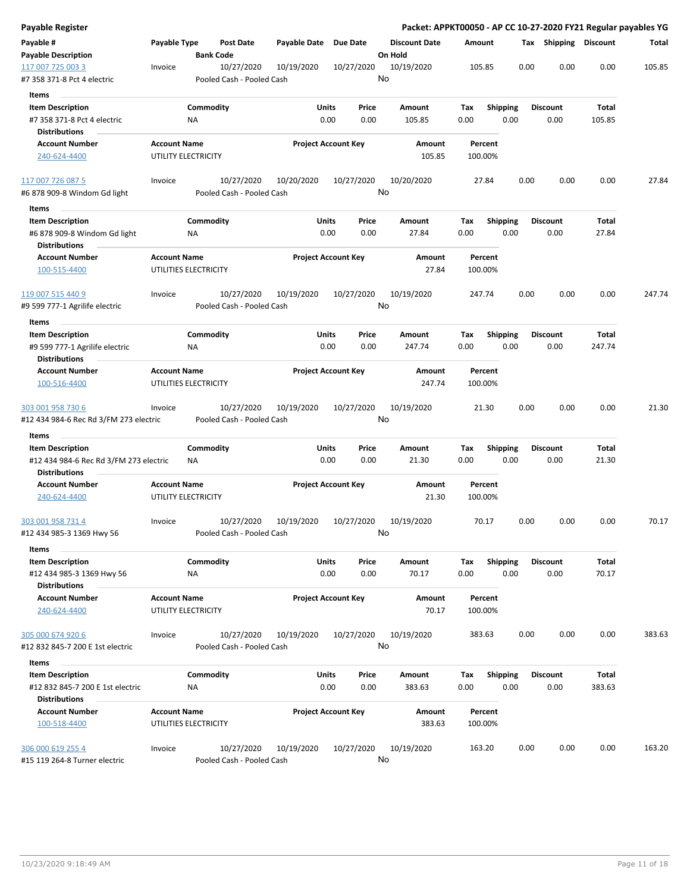# Payable Register

**Packet: APPKT00050 - AP CC 10-27-2020 FY21 Regular payables YG**

| Payable # | Payable Type | Post Date | Payable Date | Due Date | Discount Date | Amount | Tax | Shipping | Discount | Total |
|---|---|---|---|---|---|---|---|---|---|---|
| **Payable Description** | | **Bank Code** | | | **On Hold** | | | | | |

---

**117 007 725 003 3** | Invoice | 10/27/2020 | 10/19/2020 | 10/27/2020 | 10/19/2020 | 105.85 | 0.00 | 0.00 | 0.00 | 105.85

#7 358 371-8 Pct 4 electric | Pooled Cash - Pooled Cash | On Hold: No

**Items**

| Item Description | Commodity | Units | Price | Amount | Tax | Shipping | Discount | Total |
|---|---|---|---|---|---|---|---|---|
| #7 358 371-8 Pct 4 electric | NA | 0.00 | 0.00 | 105.85 | 0.00 | 0.00 | 0.00 | 105.85 |

**Distributions**

| Account Number | Account Name | Project Account Key | Amount | Percent |
|---|---|---|---|---|
| 240-624-4400 | UTILITY ELECTRICITY | | 105.85 | 100.00% |

---

**117 007 726 087 5** | Invoice | 10/27/2020 | 10/20/2020 | 10/27/2020 | 10/20/2020 | 27.84 | 0.00 | 0.00 | 0.00 | 27.84

#6 878 909-8 Windom Gd light | Pooled Cash - Pooled Cash | On Hold: No

**Items**

| Item Description | Commodity | Units | Price | Amount | Tax | Shipping | Discount | Total |
|---|---|---|---|---|---|---|---|---|
| #6 878 909-8 Windom Gd light | NA | 0.00 | 0.00 | 27.84 | 0.00 | 0.00 | 0.00 | 27.84 |

**Distributions**

| Account Number | Account Name | Project Account Key | Amount | Percent |
|---|---|---|---|---|
| 100-515-4400 | UTILITIES ELECTRICITY | | 27.84 | 100.00% |

---

**119 007 515 440 9** | Invoice | 10/27/2020 | 10/19/2020 | 10/27/2020 | 10/19/2020 | 247.74 | 0.00 | 0.00 | 0.00 | 247.74

#9 599 777-1 Agrilife electric | Pooled Cash - Pooled Cash | On Hold: No

**Items**

| Item Description | Commodity | Units | Price | Amount | Tax | Shipping | Discount | Total |
|---|---|---|---|---|---|---|---|---|
| #9 599 777-1 Agrilife electric | NA | 0.00 | 0.00 | 247.74 | 0.00 | 0.00 | 0.00 | 247.74 |

**Distributions**

| Account Number | Account Name | Project Account Key | Amount | Percent |
|---|---|---|---|---|
| 100-516-4400 | UTILITIES ELECTRICITY | | 247.74 | 100.00% |

---

**303 001 958 730 6** | Invoice | 10/27/2020 | 10/19/2020 | 10/27/2020 | 10/19/2020 | 21.30 | 0.00 | 0.00 | 0.00 | 21.30

#12 434 984-6 Rec Rd 3/FM 273 electric | Pooled Cash - Pooled Cash | On Hold: No

**Items**

| Item Description | Commodity | Units | Price | Amount | Tax | Shipping | Discount | Total |
|---|---|---|---|---|---|---|---|---|
| #12 434 984-6 Rec Rd 3/FM 273 electric | NA | 0.00 | 0.00 | 21.30 | 0.00 | 0.00 | 0.00 | 21.30 |

**Distributions**

| Account Number | Account Name | Project Account Key | Amount | Percent |
|---|---|---|---|---|
| 240-624-4400 | UTILITY ELECTRICITY | | 21.30 | 100.00% |

---

**303 001 958 731 4** | Invoice | 10/27/2020 | 10/19/2020 | 10/27/2020 | 10/19/2020 | 70.17 | 0.00 | 0.00 | 0.00 | 70.17

#12 434 985-3 1369 Hwy 56 | Pooled Cash - Pooled Cash | On Hold: No

**Items**

| Item Description | Commodity | Units | Price | Amount | Tax | Shipping | Discount | Total |
|---|---|---|---|---|---|---|---|---|
| #12 434 985-3 1369 Hwy 56 | NA | 0.00 | 0.00 | 70.17 | 0.00 | 0.00 | 0.00 | 70.17 |

**Distributions**

| Account Number | Account Name | Project Account Key | Amount | Percent |
|---|---|---|---|---|
| 240-624-4400 | UTILITY ELECTRICITY | | 70.17 | 100.00% |

---

**305 000 674 920 6** | Invoice | 10/27/2020 | 10/19/2020 | 10/27/2020 | 10/19/2020 | 383.63 | 0.00 | 0.00 | 0.00 | 383.63

#12 832 845-7 200 E 1st electric | Pooled Cash - Pooled Cash | On Hold: No

**Items**

| Item Description | Commodity | Units | Price | Amount | Tax | Shipping | Discount | Total |
|---|---|---|---|---|---|---|---|---|
| #12 832 845-7 200 E 1st electric | NA | 0.00 | 0.00 | 383.63 | 0.00 | 0.00 | 0.00 | 383.63 |

**Distributions**

| Account Number | Account Name | Project Account Key | Amount | Percent |
|---|---|---|---|---|
| 100-518-4400 | UTILITIES ELECTRICITY | | 383.63 | 100.00% |

---

**306 000 619 255 4** | Invoice | 10/27/2020 | 10/19/2020 | 10/27/2020 | 10/19/2020 | 163.20 | 0.00 | 0.00 | 0.00 | 163.20

#15 119 264-8 Turner electric | Pooled Cash - Pooled Cash | On Hold: No

10/23/2020 9:18:49 AM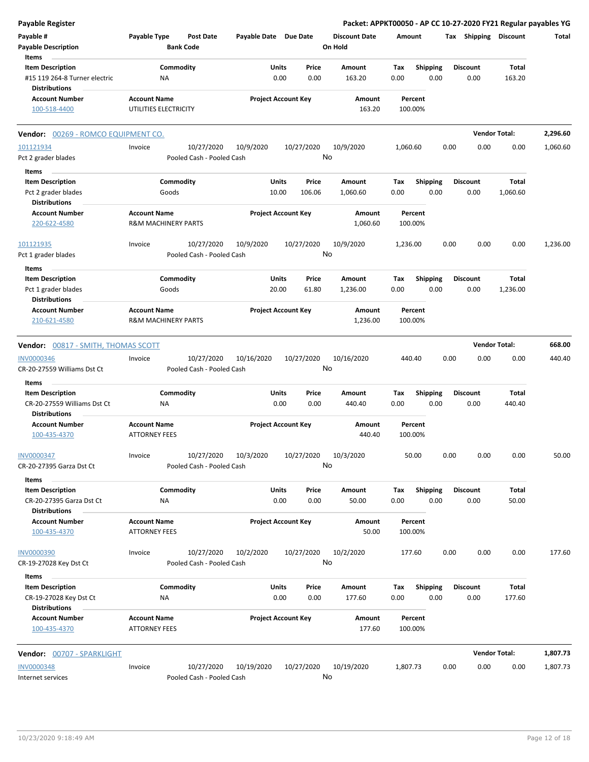**Payable Register** — Packet: APPKT00050 - AP CC 10-27-2020 FY21 Regular payables YG

| Payable # / Payable Description | Payable Type | Post Date / Bank Code | Payable Date | Due Date | Discount Date / On Hold | Amount | Tax | Shipping | Discount | Total |
|---|---|---|---|---|---|---|---|---|---|---|

**Items**

| Item Description | Commodity | Units | Price | Amount | Tax | Shipping | Discount | Total |
|---|---|---|---|---|---|---|---|---|
| #15 119 264-8 Turner electric | NA | 0.00 | 0.00 | 163.20 | 0.00 | 0.00 | 0.00 | 163.20 |

**Distributions**

| Account Number | Account Name | Project Account Key | Amount | Percent |
|---|---|---|---|---|
| 100-518-4400 | UTILITIES ELECTRICITY | | 163.20 | 100.00% |

## Vendor: 00269 - ROMCO EQUIPMENT CO. — Vendor Total: 2,296.60

| Payable # / Payable Description | Payable Type | Post Date / Bank Code | Payable Date | Due Date | Discount Date / On Hold | Amount | Tax | Shipping | Discount | Total |
|---|---|---|---|---|---|---|---|---|---|---|
| 101121934 / Pct 2 grader blades | Invoice | 10/27/2020 / Pooled Cash - Pooled Cash | 10/9/2020 | 10/27/2020 | 10/9/2020 / No | 1,060.60 | 0.00 | 0.00 | 0.00 | 1,060.60 |

**Items**

| Item Description | Commodity | Units | Price | Amount | Tax | Shipping | Discount | Total |
|---|---|---|---|---|---|---|---|---|
| Pct 2 grader blades | Goods | 10.00 | 106.06 | 1,060.60 | 0.00 | 0.00 | 0.00 | 1,060.60 |

**Distributions**

| Account Number | Account Name | Project Account Key | Amount | Percent |
|---|---|---|---|---|
| 220-622-4580 | R&M MACHINERY PARTS | | 1,060.60 | 100.00% |

| Payable # / Payable Description | Payable Type | Post Date / Bank Code | Payable Date | Due Date | Discount Date / On Hold | Amount | Tax | Shipping | Discount | Total |
|---|---|---|---|---|---|---|---|---|---|---|
| 101121935 / Pct 1 grader blades | Invoice | 10/27/2020 / Pooled Cash - Pooled Cash | 10/9/2020 | 10/27/2020 | 10/9/2020 / No | 1,236.00 | 0.00 | 0.00 | 0.00 | 1,236.00 |

**Items**

| Item Description | Commodity | Units | Price | Amount | Tax | Shipping | Discount | Total |
|---|---|---|---|---|---|---|---|---|
| Pct 1 grader blades | Goods | 20.00 | 61.80 | 1,236.00 | 0.00 | 0.00 | 0.00 | 1,236.00 |

**Distributions**

| Account Number | Account Name | Project Account Key | Amount | Percent |
|---|---|---|---|---|
| 210-621-4580 | R&M MACHINERY PARTS | | 1,236.00 | 100.00% |

## Vendor: 00817 - SMITH, THOMAS SCOTT — Vendor Total: 668.00

| Payable # / Payable Description | Payable Type | Post Date / Bank Code | Payable Date | Due Date | Discount Date / On Hold | Amount | Tax | Shipping | Discount | Total |
|---|---|---|---|---|---|---|---|---|---|---|
| INV0000346 / CR-20-27559 Williams Dst Ct | Invoice | 10/27/2020 / Pooled Cash - Pooled Cash | 10/16/2020 | 10/27/2020 | 10/16/2020 / No | 440.40 | 0.00 | 0.00 | 0.00 | 440.40 |

**Items**

| Item Description | Commodity | Units | Price | Amount | Tax | Shipping | Discount | Total |
|---|---|---|---|---|---|---|---|---|
| CR-20-27559 Williams Dst Ct | NA | 0.00 | 0.00 | 440.40 | 0.00 | 0.00 | 0.00 | 440.40 |

**Distributions**

| Account Number | Account Name | Project Account Key | Amount | Percent |
|---|---|---|---|---|
| 100-435-4370 | ATTORNEY FEES | | 440.40 | 100.00% |

| Payable # / Payable Description | Payable Type | Post Date / Bank Code | Payable Date | Due Date | Discount Date / On Hold | Amount | Tax | Shipping | Discount | Total |
|---|---|---|---|---|---|---|---|---|---|---|
| INV0000347 / CR-20-27395 Garza Dst Ct | Invoice | 10/27/2020 / Pooled Cash - Pooled Cash | 10/3/2020 | 10/27/2020 | 10/3/2020 / No | 50.00 | 0.00 | 0.00 | 0.00 | 50.00 |

**Items**

| Item Description | Commodity | Units | Price | Amount | Tax | Shipping | Discount | Total |
|---|---|---|---|---|---|---|---|---|
| CR-20-27395 Garza Dst Ct | NA | 0.00 | 0.00 | 50.00 | 0.00 | 0.00 | 0.00 | 50.00 |

**Distributions**

| Account Number | Account Name | Project Account Key | Amount | Percent |
|---|---|---|---|---|
| 100-435-4370 | ATTORNEY FEES | | 50.00 | 100.00% |

| Payable # / Payable Description | Payable Type | Post Date / Bank Code | Payable Date | Due Date | Discount Date / On Hold | Amount | Tax | Shipping | Discount | Total |
|---|---|---|---|---|---|---|---|---|---|---|
| INV0000390 / CR-19-27028 Key Dst Ct | Invoice | 10/27/2020 / Pooled Cash - Pooled Cash | 10/2/2020 | 10/27/2020 | 10/2/2020 / No | 177.60 | 0.00 | 0.00 | 0.00 | 177.60 |

**Items**

| Item Description | Commodity | Units | Price | Amount | Tax | Shipping | Discount | Total |
|---|---|---|---|---|---|---|---|---|
| CR-19-27028 Key Dst Ct | NA | 0.00 | 0.00 | 177.60 | 0.00 | 0.00 | 0.00 | 177.60 |

**Distributions**

| Account Number | Account Name | Project Account Key | Amount | Percent |
|---|---|---|---|---|
| 100-435-4370 | ATTORNEY FEES | | 177.60 | 100.00% |

## Vendor: 00707 - SPARKLIGHT — Vendor Total: 1,807.73

| Payable # / Payable Description | Payable Type | Post Date / Bank Code | Payable Date | Due Date | Discount Date / On Hold | Amount | Tax | Shipping | Discount | Total |
|---|---|---|---|---|---|---|---|---|---|---|
| INV0000348 / Internet services | Invoice | 10/27/2020 / Pooled Cash - Pooled Cash | 10/19/2020 | 10/27/2020 | 10/19/2020 / No | 1,807.73 | 0.00 | 0.00 | 0.00 | 1,807.73 |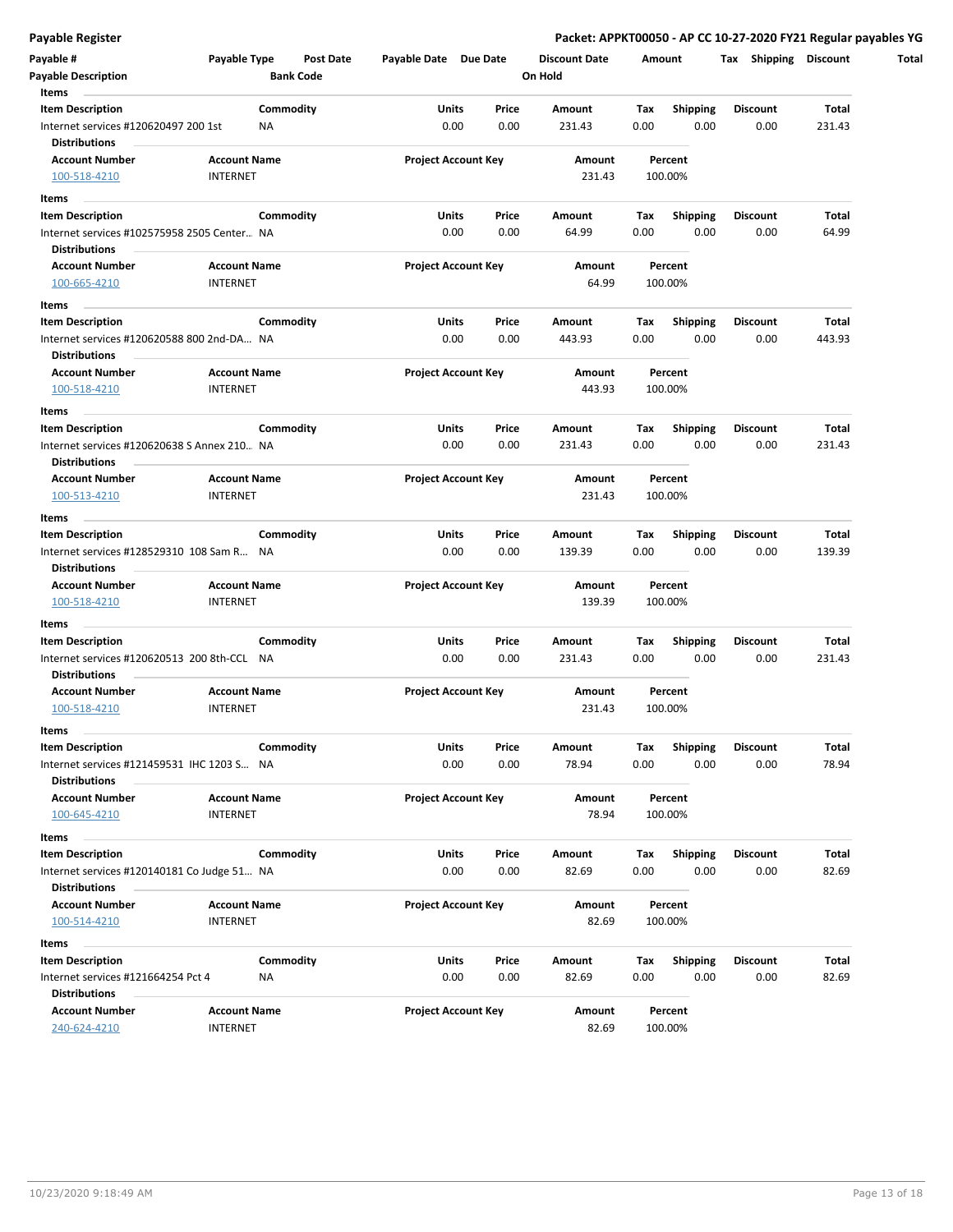| Payable # | Payable Type | Post Date | Payable Date | Due Date | Discount Date | Amount | Tax | Shipping | Discount | Total |
|---|---|---|---|---|---|---|---|---|---|---|
| Payable Description | | Bank Code | | | On Hold | | | | | |

**Items**

| Item Description | Commodity | Units | Price | Amount | Tax | Shipping | Discount | Total |
|---|---|---|---|---|---|---|---|---|
| Internet services #120620497 200 1st | NA | 0.00 | 0.00 | 231.43 | 0.00 | 0.00 | 0.00 | 231.43 |

**Distributions**

| Account Number | Account Name | Project Account Key | Amount | Percent |
|---|---|---|---|---|
| 100-518-4210 | INTERNET | | 231.43 | 100.00% |

**Items**

| Item Description | Commodity | Units | Price | Amount | Tax | Shipping | Discount | Total |
|---|---|---|---|---|---|---|---|---|
| Internet services #102575958 2505 Center... | NA | 0.00 | 0.00 | 64.99 | 0.00 | 0.00 | 0.00 | 64.99 |

**Distributions**

| Account Number | Account Name | Project Account Key | Amount | Percent |
|---|---|---|---|---|
| 100-665-4210 | INTERNET | | 64.99 | 100.00% |

**Items**

| Item Description | Commodity | Units | Price | Amount | Tax | Shipping | Discount | Total |
|---|---|---|---|---|---|---|---|---|
| Internet services #120620588 800 2nd-DA... | NA | 0.00 | 0.00 | 443.93 | 0.00 | 0.00 | 0.00 | 443.93 |

**Distributions**

| Account Number | Account Name | Project Account Key | Amount | Percent |
|---|---|---|---|---|
| 100-518-4210 | INTERNET | | 443.93 | 100.00% |

**Items**

| Item Description | Commodity | Units | Price | Amount | Tax | Shipping | Discount | Total |
|---|---|---|---|---|---|---|---|---|
| Internet services #120620638 S Annex 210... | NA | 0.00 | 0.00 | 231.43 | 0.00 | 0.00 | 0.00 | 231.43 |

**Distributions**

| Account Number | Account Name | Project Account Key | Amount | Percent |
|---|---|---|---|---|
| 100-513-4210 | INTERNET | | 231.43 | 100.00% |

**Items**

| Item Description | Commodity | Units | Price | Amount | Tax | Shipping | Discount | Total |
|---|---|---|---|---|---|---|---|---|
| Internet services #128529310 108 Sam R... | NA | 0.00 | 0.00 | 139.39 | 0.00 | 0.00 | 0.00 | 139.39 |

**Distributions**

| Account Number | Account Name | Project Account Key | Amount | Percent |
|---|---|---|---|---|
| 100-518-4210 | INTERNET | | 139.39 | 100.00% |

**Items**

| Item Description | Commodity | Units | Price | Amount | Tax | Shipping | Discount | Total |
|---|---|---|---|---|---|---|---|---|
| Internet services #120620513 200 8th-CCL | NA | 0.00 | 0.00 | 231.43 | 0.00 | 0.00 | 0.00 | 231.43 |

**Distributions**

| Account Number | Account Name | Project Account Key | Amount | Percent |
|---|---|---|---|---|
| 100-518-4210 | INTERNET | | 231.43 | 100.00% |

**Items**

| Item Description | Commodity | Units | Price | Amount | Tax | Shipping | Discount | Total |
|---|---|---|---|---|---|---|---|---|
| Internet services #121459531 IHC 1203 S... | NA | 0.00 | 0.00 | 78.94 | 0.00 | 0.00 | 0.00 | 78.94 |

**Distributions**

| Account Number | Account Name | Project Account Key | Amount | Percent |
|---|---|---|---|---|
| 100-645-4210 | INTERNET | | 78.94 | 100.00% |

**Items**

| Item Description | Commodity | Units | Price | Amount | Tax | Shipping | Discount | Total |
|---|---|---|---|---|---|---|---|---|
| Internet services #120140181 Co Judge 51... | NA | 0.00 | 0.00 | 82.69 | 0.00 | 0.00 | 0.00 | 82.69 |

**Distributions**

| Account Number | Account Name | Project Account Key | Amount | Percent |
|---|---|---|---|---|
| 100-514-4210 | INTERNET | | 82.69 | 100.00% |

**Items**

| Item Description | Commodity | Units | Price | Amount | Tax | Shipping | Discount | Total |
|---|---|---|---|---|---|---|---|---|
| Internet services #121664254 Pct 4 | NA | 0.00 | 0.00 | 82.69 | 0.00 | 0.00 | 0.00 | 82.69 |

**Distributions**

| Account Number | Account Name | Project Account Key | Amount | Percent |
|---|---|---|---|---|
| 240-624-4210 | INTERNET | | 82.69 | 100.00% |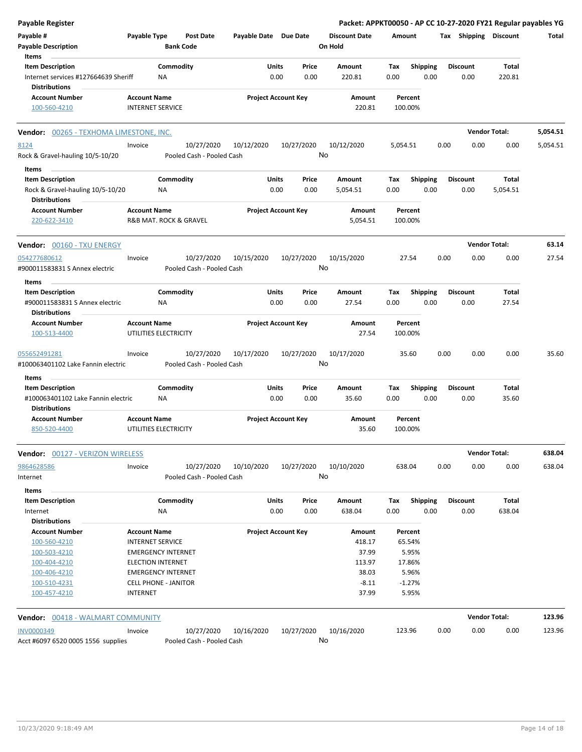**Payable Register** — Packet: APPKT00050 - AP CC 10-27-2020 FY21 Regular payables YG

| Payable # | Payable Type | Post Date | Payable Date | Due Date | Discount Date | Amount | Tax | Shipping | Discount | Total |
|---|---|---|---|---|---|---|---|---|---|---|
| Payable Description | | Bank Code | | | On Hold | | | | | |

**Items**

| Item Description | Commodity | Units | Price | Amount | Tax | Shipping | Discount | Total |
|---|---|---|---|---|---|---|---|---|
| Internet services #127664639 Sheriff | NA | 0.00 | 0.00 | 220.81 | 0.00 | 0.00 | 0.00 | 220.81 |

**Distributions**

| Account Number | Account Name | Project Account Key | Amount | Percent |
|---|---|---|---|---|
| 100-560-4210 | INTERNET SERVICE | | 220.81 | 100.00% |

---

**Vendor: 00265 - TEXHOMA LIMESTONE, INC.** — Vendor Total: **5,054.51**

| Payable # | Payable Type | Post Date | Payable Date | Due Date | Discount Date | Amount | Tax | Shipping | Discount | Total |
|---|---|---|---|---|---|---|---|---|---|---|
| 8124 | Invoice | 10/27/2020 | 10/12/2020 | 10/27/2020 | 10/12/2020 | 5,054.51 | 0.00 | 0.00 | 0.00 | 5,054.51 |
| Rock & Gravel-hauling 10/5-10/20 | | Pooled Cash - Pooled Cash | | | No | | | | | |

**Items**

| Item Description | Commodity | Units | Price | Amount | Tax | Shipping | Discount | Total |
|---|---|---|---|---|---|---|---|---|
| Rock & Gravel-hauling 10/5-10/20 | NA | 0.00 | 0.00 | 5,054.51 | 0.00 | 0.00 | 0.00 | 5,054.51 |

**Distributions**

| Account Number | Account Name | Project Account Key | Amount | Percent |
|---|---|---|---|---|
| 220-622-3410 | R&B MAT. ROCK & GRAVEL | | 5,054.51 | 100.00% |

---

**Vendor: 00160 - TXU ENERGY** — Vendor Total: **63.14**

| Payable # | Payable Type | Post Date | Payable Date | Due Date | Discount Date | Amount | Tax | Shipping | Discount | Total |
|---|---|---|---|---|---|---|---|---|---|---|
| 054277680612 | Invoice | 10/27/2020 | 10/15/2020 | 10/27/2020 | 10/15/2020 | 27.54 | 0.00 | 0.00 | 0.00 | 27.54 |
| #900011583831 S Annex electric | | Pooled Cash - Pooled Cash | | | No | | | | | |

**Items**

| Item Description | Commodity | Units | Price | Amount | Tax | Shipping | Discount | Total |
|---|---|---|---|---|---|---|---|---|
| #900011583831 S Annex electric | NA | 0.00 | 0.00 | 27.54 | 0.00 | 0.00 | 0.00 | 27.54 |

**Distributions**

| Account Number | Account Name | Project Account Key | Amount | Percent |
|---|---|---|---|---|
| 100-513-4400 | UTILITIES ELECTRICITY | | 27.54 | 100.00% |

| Payable # | Payable Type | Post Date | Payable Date | Due Date | Discount Date | Amount | Tax | Shipping | Discount | Total |
|---|---|---|---|---|---|---|---|---|---|---|
| 055652491281 | Invoice | 10/27/2020 | 10/17/2020 | 10/27/2020 | 10/17/2020 | 35.60 | 0.00 | 0.00 | 0.00 | 35.60 |
| #100063401102 Lake Fannin electric | | Pooled Cash - Pooled Cash | | | No | | | | | |

**Items**

| Item Description | Commodity | Units | Price | Amount | Tax | Shipping | Discount | Total |
|---|---|---|---|---|---|---|---|---|
| #100063401102 Lake Fannin electric | NA | 0.00 | 0.00 | 35.60 | 0.00 | 0.00 | 0.00 | 35.60 |

**Distributions**

| Account Number | Account Name | Project Account Key | Amount | Percent |
|---|---|---|---|---|
| 850-520-4400 | UTILITIES ELECTRICITY | | 35.60 | 100.00% |

---

**Vendor: 00127 - VERIZON WIRELESS** — Vendor Total: **638.04**

| Payable # | Payable Type | Post Date | Payable Date | Due Date | Discount Date | Amount | Tax | Shipping | Discount | Total |
|---|---|---|---|---|---|---|---|---|---|---|
| 9864628586 | Invoice | 10/27/2020 | 10/10/2020 | 10/27/2020 | 10/10/2020 | 638.04 | 0.00 | 0.00 | 0.00 | 638.04 |
| Internet | | Pooled Cash - Pooled Cash | | | No | | | | | |

**Items**

| Item Description | Commodity | Units | Price | Amount | Tax | Shipping | Discount | Total |
|---|---|---|---|---|---|---|---|---|
| Internet | NA | 0.00 | 0.00 | 638.04 | 0.00 | 0.00 | 0.00 | 638.04 |

**Distributions**

| Account Number | Account Name | Project Account Key | Amount | Percent |
|---|---|---|---|---|
| 100-560-4210 | INTERNET SERVICE | | 418.17 | 65.54% |
| 100-503-4210 | EMERGENCY INTERNET | | 37.99 | 5.95% |
| 100-404-4210 | ELECTION INTERNET | | 113.97 | 17.86% |
| 100-406-4210 | EMERGENCY INTERNET | | 38.03 | 5.96% |
| 100-510-4231 | CELL PHONE - JANITOR | | -8.11 | -1.27% |
| 100-457-4210 | INTERNET | | 37.99 | 5.95% |

---

**Vendor: 00418 - WALMART COMMUNITY** — Vendor Total: **123.96**

| Payable # | Payable Type | Post Date | Payable Date | Due Date | Discount Date | Amount | Tax | Shipping | Discount | Total |
|---|---|---|---|---|---|---|---|---|---|---|
| INV0000349 | Invoice | 10/27/2020 | 10/16/2020 | 10/27/2020 | 10/16/2020 | 123.96 | 0.00 | 0.00 | 0.00 | 123.96 |
| Acct #6097 6520 0005 1556 supplies | | Pooled Cash - Pooled Cash | | | No | | | | | |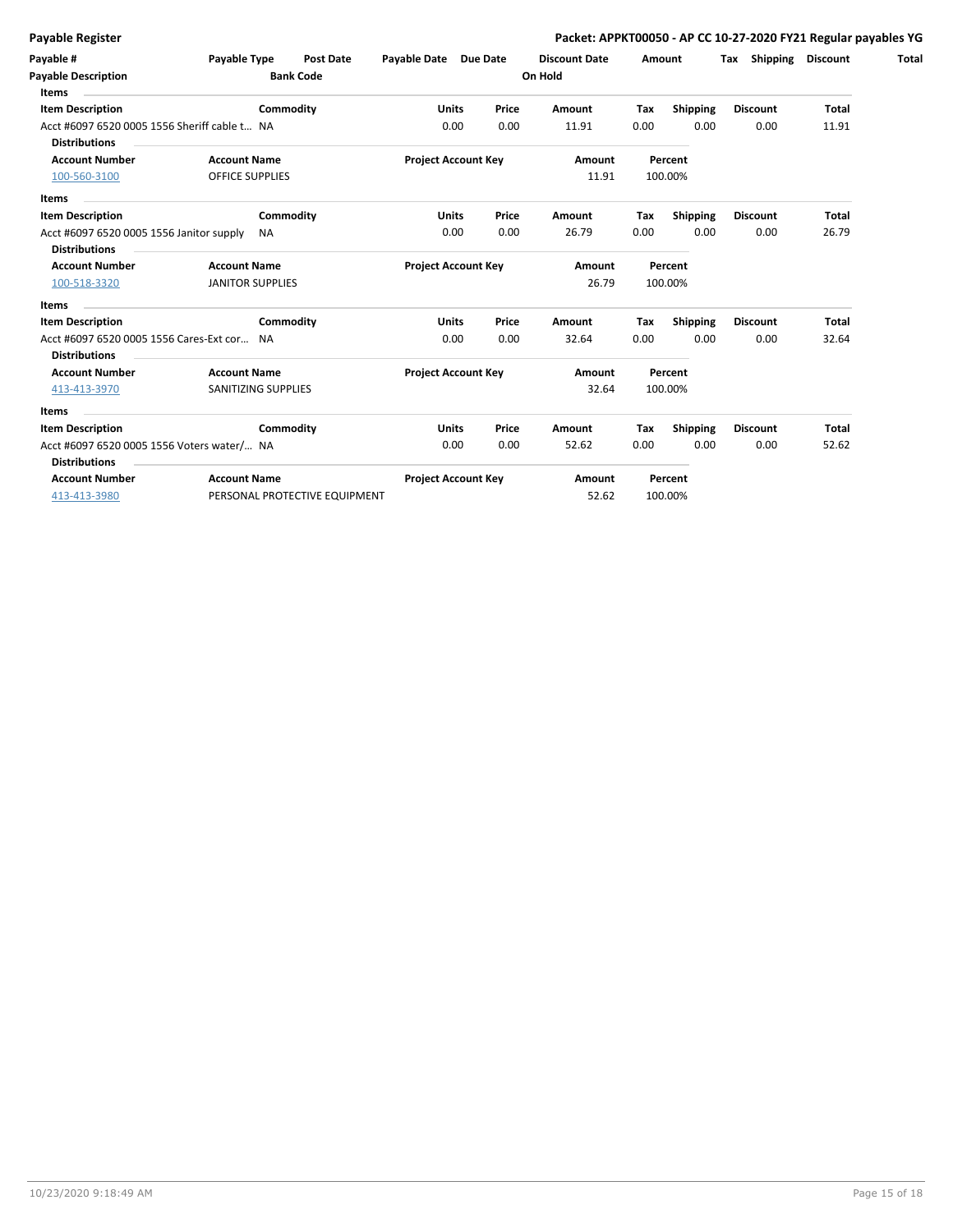**Payable Register**

**Packet: APPKT00050 - AP CC 10-27-2020 FY21 Regular payables YG**

| Payable # | Payable Type | Post Date | Payable Date | Due Date | Discount Date | Amount | Tax | Shipping | Discount | Total |
|---|---|---|---|---|---|---|---|---|---|---|
| **Payable Description** | | **Bank Code** | | | **On Hold** | | | | | |

**Items**

| Item Description | Commodity | Units | Price | Amount | Tax | Shipping | Discount | Total |
|---|---|---|---|---|---|---|---|---|
| Acct #6097 6520 0005 1556 Sheriff cable t… | NA | 0.00 | 0.00 | 11.91 | 0.00 | 0.00 | 0.00 | 11.91 |

**Distributions**

| Account Number | Account Name | Project Account Key | Amount | Percent |
|---|---|---|---|---|
| 100-560-3100 | OFFICE SUPPLIES | | 11.91 | 100.00% |

**Items**

| Item Description | Commodity | Units | Price | Amount | Tax | Shipping | Discount | Total |
|---|---|---|---|---|---|---|---|---|
| Acct #6097 6520 0005 1556 Janitor supply | NA | 0.00 | 0.00 | 26.79 | 0.00 | 0.00 | 0.00 | 26.79 |

**Distributions**

| Account Number | Account Name | Project Account Key | Amount | Percent |
|---|---|---|---|---|
| 100-518-3320 | JANITOR SUPPLIES | | 26.79 | 100.00% |

**Items**

| Item Description | Commodity | Units | Price | Amount | Tax | Shipping | Discount | Total |
|---|---|---|---|---|---|---|---|---|
| Acct #6097 6520 0005 1556 Cares-Ext cor… | NA | 0.00 | 0.00 | 32.64 | 0.00 | 0.00 | 0.00 | 32.64 |

**Distributions**

| Account Number | Account Name | Project Account Key | Amount | Percent |
|---|---|---|---|---|
| 413-413-3970 | SANITIZING SUPPLIES | | 32.64 | 100.00% |

**Items**

| Item Description | Commodity | Units | Price | Amount | Tax | Shipping | Discount | Total |
|---|---|---|---|---|---|---|---|---|
| Acct #6097 6520 0005 1556 Voters water/… | NA | 0.00 | 0.00 | 52.62 | 0.00 | 0.00 | 0.00 | 52.62 |

**Distributions**

| Account Number | Account Name | Project Account Key | Amount | Percent |
|---|---|---|---|---|
| 413-413-3980 | PERSONAL PROTECTIVE EQUIPMENT | | 52.62 | 100.00% |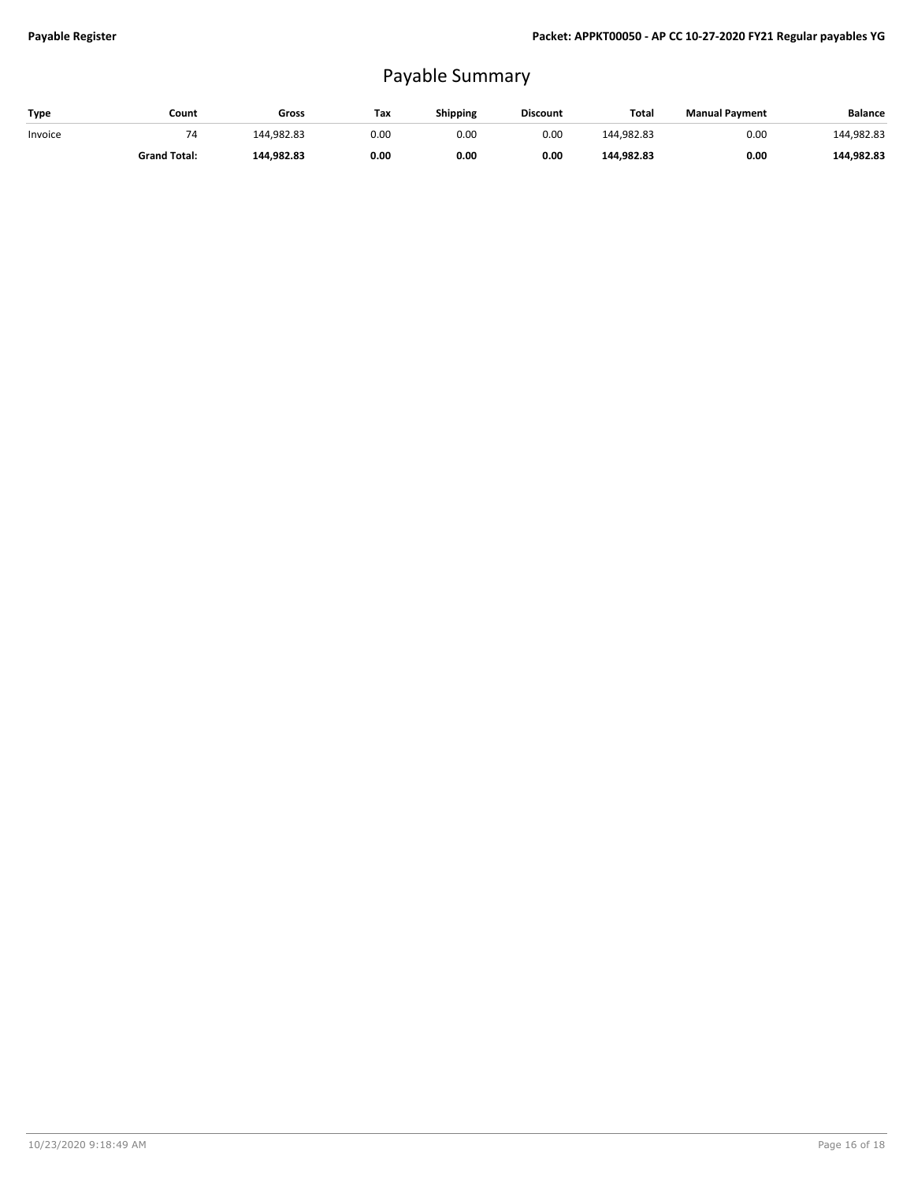# Payable Summary

| Type | Count | Gross | Tax | Shipping | Discount | Total | Manual Payment | Balance |
|---|---|---|---|---|---|---|---|---|
| Invoice | 74 | 144,982.83 | 0.00 | 0.00 | 0.00 | 144,982.83 | 0.00 | 144,982.83 |
| | **Grand Total:** | **144,982.83** | **0.00** | **0.00** | **0.00** | **144,982.83** | **0.00** | **144,982.83** |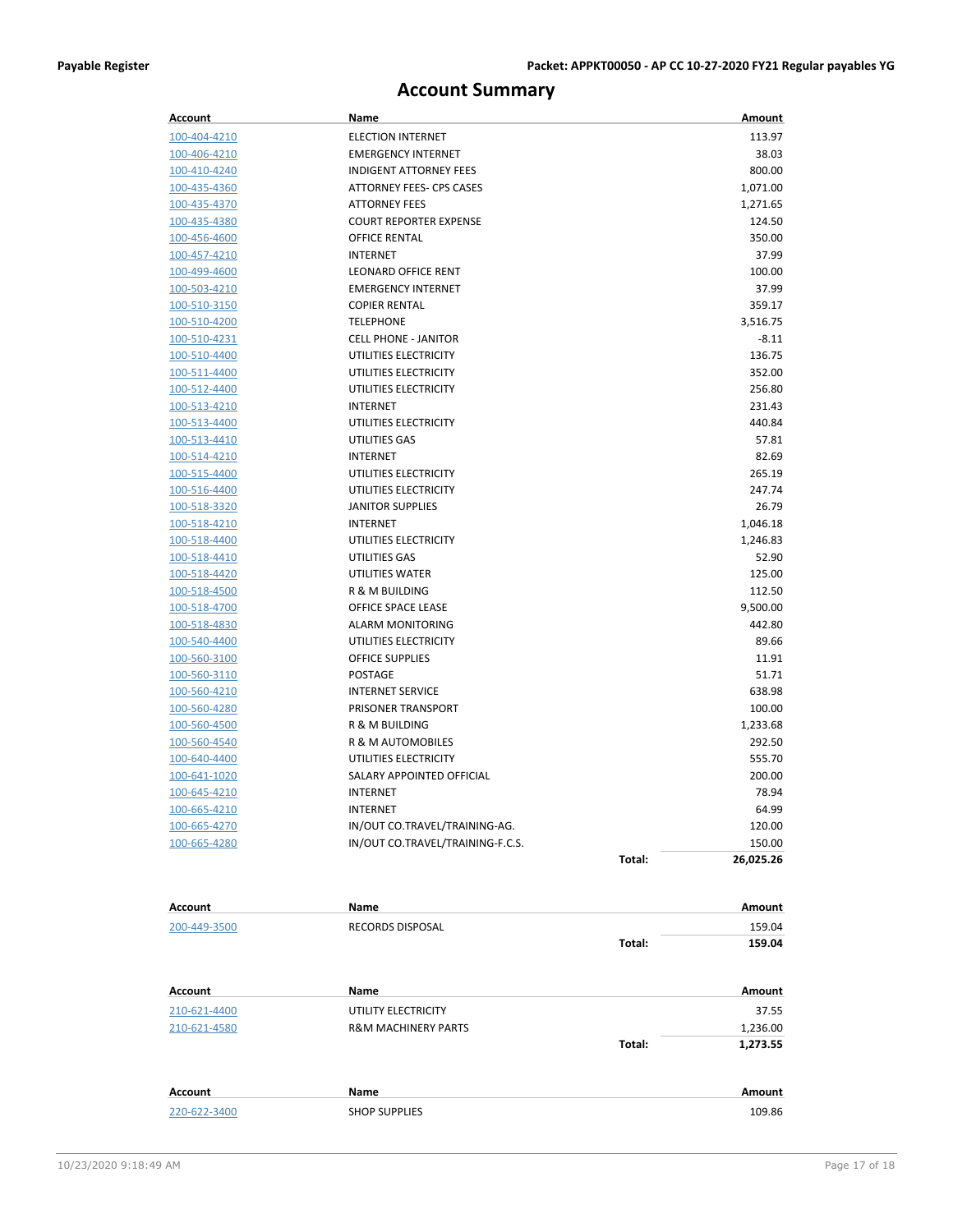# Account Summary

| Account | Name | | Amount |
|---|---|---|---|
| 100-404-4210 | ELECTION INTERNET | | 113.97 |
| 100-406-4210 | EMERGENCY INTERNET | | 38.03 |
| 100-410-4240 | INDIGENT ATTORNEY FEES | | 800.00 |
| 100-435-4360 | ATTORNEY FEES- CPS CASES | | 1,071.00 |
| 100-435-4370 | ATTORNEY FEES | | 1,271.65 |
| 100-435-4380 | COURT REPORTER EXPENSE | | 124.50 |
| 100-456-4600 | OFFICE RENTAL | | 350.00 |
| 100-457-4210 | INTERNET | | 37.99 |
| 100-499-4600 | LEONARD OFFICE RENT | | 100.00 |
| 100-503-4210 | EMERGENCY INTERNET | | 37.99 |
| 100-510-3150 | COPIER RENTAL | | 359.17 |
| 100-510-4200 | TELEPHONE | | 3,516.75 |
| 100-510-4231 | CELL PHONE - JANITOR | | -8.11 |
| 100-510-4400 | UTILITIES ELECTRICITY | | 136.75 |
| 100-511-4400 | UTILITIES ELECTRICITY | | 352.00 |
| 100-512-4400 | UTILITIES ELECTRICITY | | 256.80 |
| 100-513-4210 | INTERNET | | 231.43 |
| 100-513-4400 | UTILITIES ELECTRICITY | | 440.84 |
| 100-513-4410 | UTILITIES GAS | | 57.81 |
| 100-514-4210 | INTERNET | | 82.69 |
| 100-515-4400 | UTILITIES ELECTRICITY | | 265.19 |
| 100-516-4400 | UTILITIES ELECTRICITY | | 247.74 |
| 100-518-3320 | JANITOR SUPPLIES | | 26.79 |
| 100-518-4210 | INTERNET | | 1,046.18 |
| 100-518-4400 | UTILITIES ELECTRICITY | | 1,246.83 |
| 100-518-4410 | UTILITIES GAS | | 52.90 |
| 100-518-4420 | UTILITIES WATER | | 125.00 |
| 100-518-4500 | R & M BUILDING | | 112.50 |
| 100-518-4700 | OFFICE SPACE LEASE | | 9,500.00 |
| 100-518-4830 | ALARM MONITORING | | 442.80 |
| 100-540-4400 | UTILITIES ELECTRICITY | | 89.66 |
| 100-560-3100 | OFFICE SUPPLIES | | 11.91 |
| 100-560-3110 | POSTAGE | | 51.71 |
| 100-560-4210 | INTERNET SERVICE | | 638.98 |
| 100-560-4280 | PRISONER TRANSPORT | | 100.00 |
| 100-560-4500 | R & M BUILDING | | 1,233.68 |
| 100-560-4540 | R & M AUTOMOBILES | | 292.50 |
| 100-640-4400 | UTILITIES ELECTRICITY | | 555.70 |
| 100-641-1020 | SALARY APPOINTED OFFICIAL | | 200.00 |
| 100-645-4210 | INTERNET | | 78.94 |
| 100-665-4210 | INTERNET | | 64.99 |
| 100-665-4270 | IN/OUT CO.TRAVEL/TRAINING-AG. | | 120.00 |
| 100-665-4280 | IN/OUT CO.TRAVEL/TRAINING-F.C.S. | | 150.00 |
| | | **Total:** | **26,025.26** |

| Account | Name | | Amount |
|---|---|---|---|
| 200-449-3500 | RECORDS DISPOSAL | | 159.04 |
| | | **Total:** | **159.04** |

| Account | Name | | Amount |
|---|---|---|---|
| 210-621-4400 | UTILITY ELECTRICITY | | 37.55 |
| 210-621-4580 | R&M MACHINERY PARTS | | 1,236.00 |
| | | **Total:** | **1,273.55** |

| Account | Name | | Amount |
|---|---|---|---|
| 220-622-3400 | SHOP SUPPLIES | | 109.86 |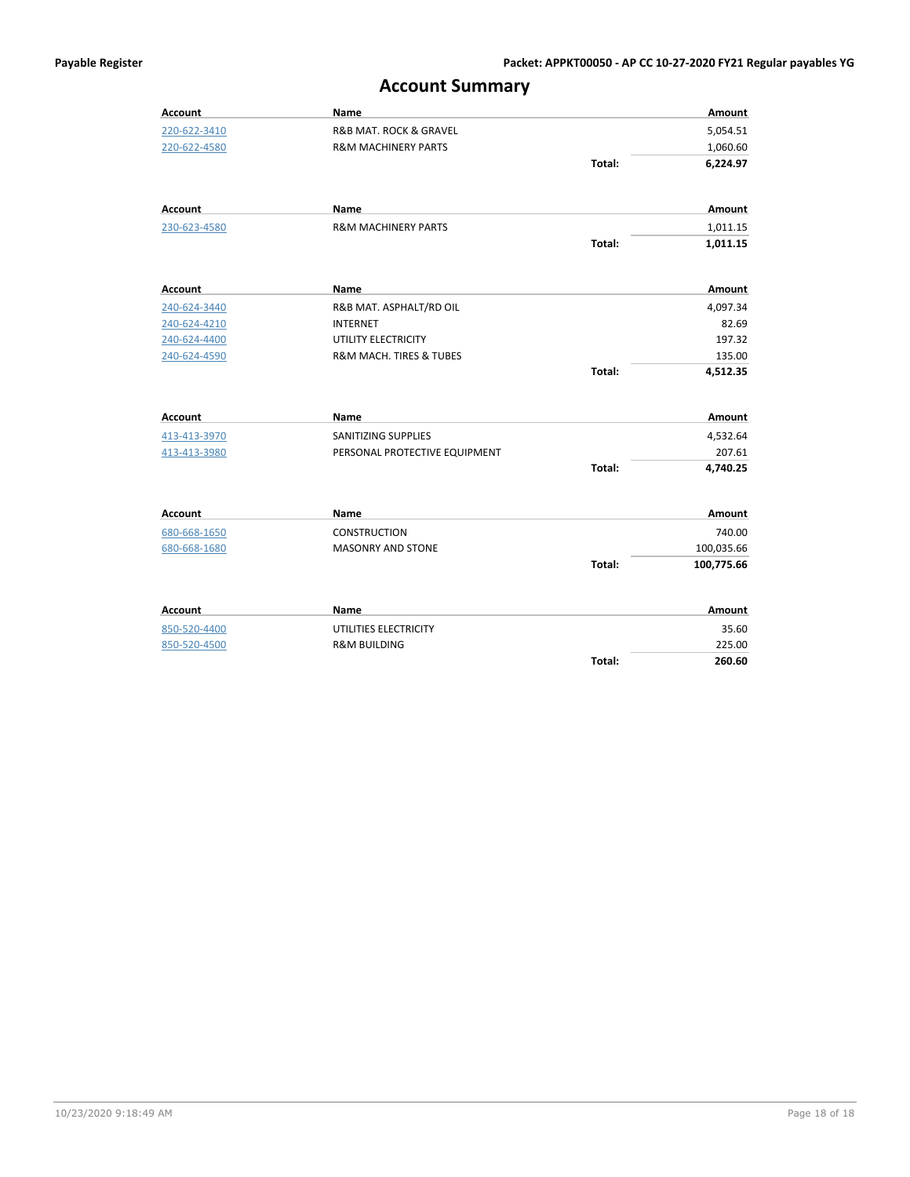# Account Summary

| Account | Name | | Amount |
|---|---|---|---|
| 220-622-3410 | R&B MAT. ROCK & GRAVEL | | 5,054.51 |
| 220-622-4580 | R&M MACHINERY PARTS | | 1,060.60 |
| | | **Total:** | **6,224.97** |

| Account | Name | | Amount |
|---|---|---|---|
| 230-623-4580 | R&M MACHINERY PARTS | | 1,011.15 |
| | | **Total:** | **1,011.15** |

| Account | Name | | Amount |
|---|---|---|---|
| 240-624-3440 | R&B MAT. ASPHALT/RD OIL | | 4,097.34 |
| 240-624-4210 | INTERNET | | 82.69 |
| 240-624-4400 | UTILITY ELECTRICITY | | 197.32 |
| 240-624-4590 | R&M MACH. TIRES & TUBES | | 135.00 |
| | | **Total:** | **4,512.35** |

| Account | Name | | Amount |
|---|---|---|---|
| 413-413-3970 | SANITIZING SUPPLIES | | 4,532.64 |
| 413-413-3980 | PERSONAL PROTECTIVE EQUIPMENT | | 207.61 |
| | | **Total:** | **4,740.25** |

| Account | Name | | Amount |
|---|---|---|---|
| 680-668-1650 | CONSTRUCTION | | 740.00 |
| 680-668-1680 | MASONRY AND STONE | | 100,035.66 |
| | | **Total:** | **100,775.66** |

| Account | Name | | Amount |
|---|---|---|---|
| 850-520-4400 | UTILITIES ELECTRICITY | | 35.60 |
| 850-520-4500 | R&M BUILDING | | 225.00 |
| | | **Total:** | **260.60** |